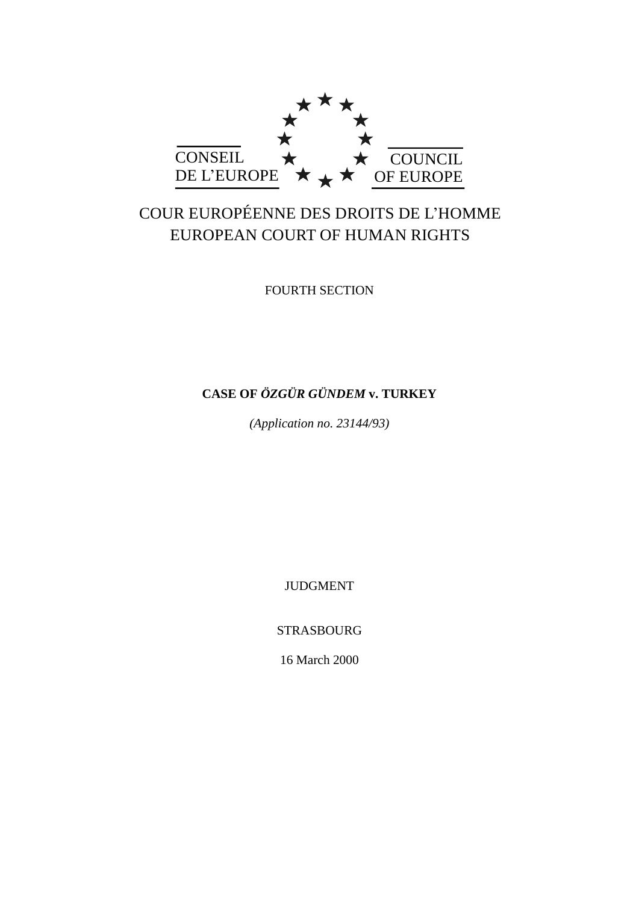CONSEIL DE L'EUROPE

COUNCIL OF EUROPE

COUR EUROPÉENNE DES DROITS DE L'HOMME
EUROPEAN COURT OF HUMAN RIGHTS

FOURTH SECTION

**CASE OF *ÖZGÜR GÜNDEM* v. TURKEY**

*(Application no. 23144/93)*

JUDGMENT

STRASBOURG

16 March 2000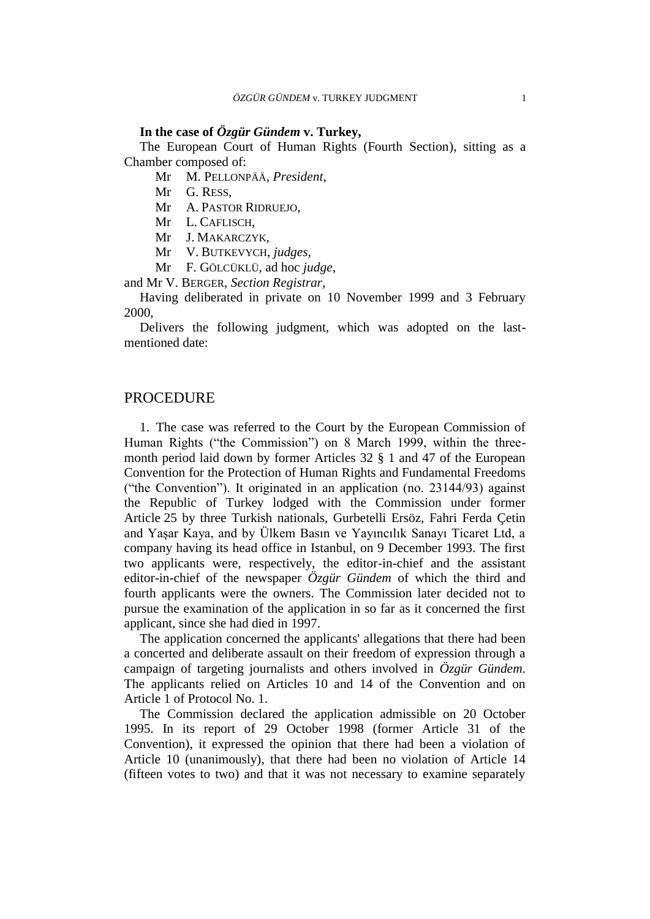**In the case of *Özgür Gündem* v. Turkey,**

The European Court of Human Rights (Fourth Section), sitting as a Chamber composed of:

Mr M. PELLONPÄÄ, *President*,
Mr G. RESS,
Mr A. PASTOR RIDRUEJO,
Mr L. CAFLISCH,
Mr J. MAKARCZYK,
Mr V. BUTKEVYCH, *judges*,
Mr F. GÖLCÜKLÜ, ad hoc *judge*,

and Mr V. BERGER, *Section Registrar*,

Having deliberated in private on 10 November 1999 and 3 February 2000,

Delivers the following judgment, which was adopted on the last-mentioned date:

## PROCEDURE

1. The case was referred to the Court by the European Commission of Human Rights ("the Commission") on 8 March 1999, within the three-month period laid down by former Articles 32 § 1 and 47 of the European Convention for the Protection of Human Rights and Fundamental Freedoms ("the Convention"). It originated in an application (no. 23144/93) against the Republic of Turkey lodged with the Commission under former Article 25 by three Turkish nationals, Gurbetelli Ersöz, Fahri Ferda Çetin and Yaşar Kaya, and by Ülkem Basın ve Yayıncılık Sanayı Ticaret Ltd, a company having its head office in Istanbul, on 9 December 1993. The first two applicants were, respectively, the editor-in-chief and the assistant editor-in-chief of the newspaper *Özgür Gündem* of which the third and fourth applicants were the owners. The Commission later decided not to pursue the examination of the application in so far as it concerned the first applicant, since she had died in 1997.

The application concerned the applicants' allegations that there had been a concerted and deliberate assault on their freedom of expression through a campaign of targeting journalists and others involved in *Özgür Gündem*. The applicants relied on Articles 10 and 14 of the Convention and on Article 1 of Protocol No. 1.

The Commission declared the application admissible on 20 October 1995. In its report of 29 October 1998 (former Article 31 of the Convention), it expressed the opinion that there had been a violation of Article 10 (unanimously), that there had been no violation of Article 14 (fifteen votes to two) and that it was not necessary to examine separately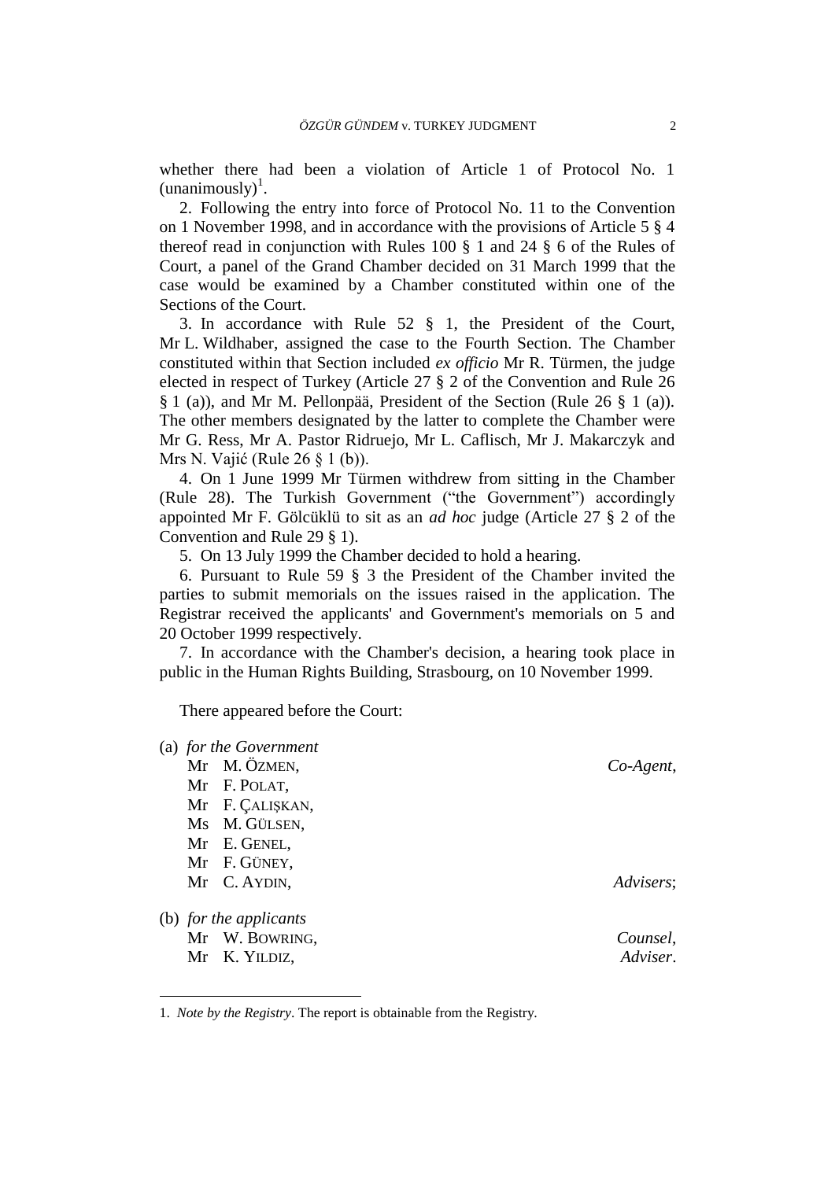whether there had been a violation of Article 1 of Protocol No. 1 (unanimously)[1].

2. Following the entry into force of Protocol No. 11 to the Convention on 1 November 1998, and in accordance with the provisions of Article 5 § 4 thereof read in conjunction with Rules 100 § 1 and 24 § 6 of the Rules of Court, a panel of the Grand Chamber decided on 31 March 1999 that the case would be examined by a Chamber constituted within one of the Sections of the Court.

3. In accordance with Rule 52 § 1, the President of the Court, Mr L. Wildhaber, assigned the case to the Fourth Section. The Chamber constituted within that Section included *ex officio* Mr R. Türmen, the judge elected in respect of Turkey (Article 27 § 2 of the Convention and Rule 26 § 1 (a)), and Mr M. Pellonpää, President of the Section (Rule 26 § 1 (a)). The other members designated by the latter to complete the Chamber were Mr G. Ress, Mr A. Pastor Ridruejo, Mr L. Caflisch, Mr J. Makarczyk and Mrs N. Vajić (Rule 26 § 1 (b)).

4. On 1 June 1999 Mr Türmen withdrew from sitting in the Chamber (Rule 28). The Turkish Government ("the Government") accordingly appointed Mr F. Gölcüklü to sit as an *ad hoc* judge (Article 27 § 2 of the Convention and Rule 29 § 1).

5. On 13 July 1999 the Chamber decided to hold a hearing.

6. Pursuant to Rule 59 § 3 the President of the Chamber invited the parties to submit memorials on the issues raised in the application. The Registrar received the applicants' and Government's memorials on 5 and 20 October 1999 respectively.

7. In accordance with the Chamber's decision, a hearing took place in public in the Human Rights Building, Strasbourg, on 10 November 1999.

There appeared before the Court:

(a) *for the Government*
Mr M. Özmen, *Co-Agent*,
Mr F. Polat,
Mr F. Çalişkan,
Ms M. Gülsen,
Mr E. Genel,
Mr F. Güney,
Mr C. Aydin, *Advisers*;

(b) *for the applicants*
Mr W. Bowring, *Counsel*,
Mr K. Yildiz, *Adviser*.

---

1. *Note by the Registry*. The report is obtainable from the Registry.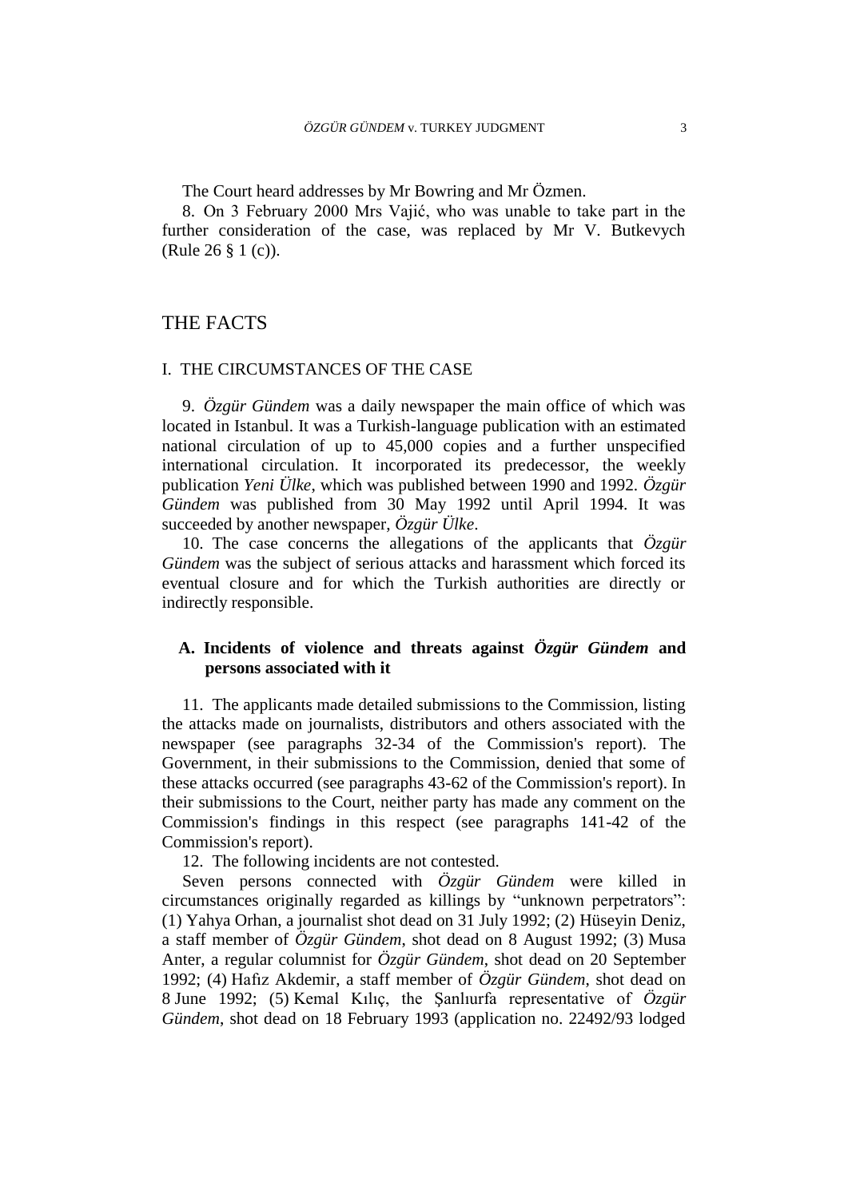The Court heard addresses by Mr Bowring and Mr Özmen.

8. On 3 February 2000 Mrs Vajić, who was unable to take part in the further consideration of the case, was replaced by Mr V. Butkevych (Rule 26 § 1 (c)).

# THE FACTS

## I. THE CIRCUMSTANCES OF THE CASE

9. *Özgür Gündem* was a daily newspaper the main office of which was located in Istanbul. It was a Turkish-language publication with an estimated national circulation of up to 45,000 copies and a further unspecified international circulation. It incorporated its predecessor, the weekly publication *Yeni Ülke*, which was published between 1990 and 1992. *Özgür Gündem* was published from 30 May 1992 until April 1994. It was succeeded by another newspaper, *Özgür Ülke*.

10. The case concerns the allegations of the applicants that *Özgür Gündem* was the subject of serious attacks and harassment which forced its eventual closure and for which the Turkish authorities are directly or indirectly responsible.

### A. Incidents of violence and threats against *Özgür Gündem* and persons associated with it

11. The applicants made detailed submissions to the Commission, listing the attacks made on journalists, distributors and others associated with the newspaper (see paragraphs 32-34 of the Commission's report). The Government, in their submissions to the Commission, denied that some of these attacks occurred (see paragraphs 43-62 of the Commission's report). In their submissions to the Court, neither party has made any comment on the Commission's findings in this respect (see paragraphs 141-42 of the Commission's report).

12. The following incidents are not contested.

Seven persons connected with *Özgür Gündem* were killed in circumstances originally regarded as killings by "unknown perpetrators": (1) Yahya Orhan, a journalist shot dead on 31 July 1992; (2) Hüseyin Deniz, a staff member of *Özgür Gündem*, shot dead on 8 August 1992; (3) Musa Anter, a regular columnist for *Özgür Gündem*, shot dead on 20 September 1992; (4) Hafız Akdemir, a staff member of *Özgür Gündem*, shot dead on 8 June 1992; (5) Kemal Kılıç, the Şanlıurfa representative of *Özgür Gündem*, shot dead on 18 February 1993 (application no. 22492/93 lodged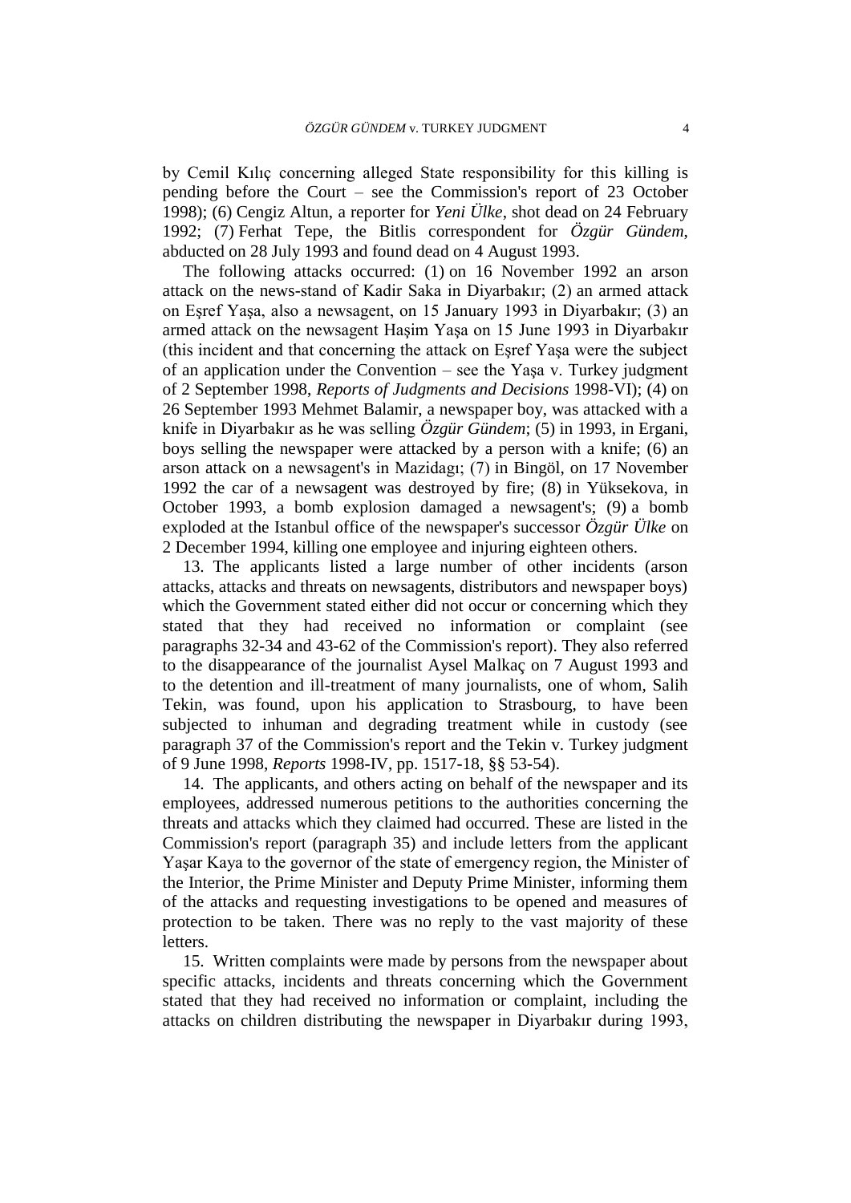by Cemil Kılıç concerning alleged State responsibility for this killing is pending before the Court – see the Commission's report of 23 October 1998); (6) Cengiz Altun, a reporter for *Yeni Ülke*, shot dead on 24 February 1992; (7) Ferhat Tepe, the Bitlis correspondent for *Özgür Gündem*, abducted on 28 July 1993 and found dead on 4 August 1993.

The following attacks occurred: (1) on 16 November 1992 an arson attack on the news-stand of Kadir Saka in Diyarbakır; (2) an armed attack on Eşref Yaşa, also a newsagent, on 15 January 1993 in Diyarbakır; (3) an armed attack on the newsagent Haşim Yaşa on 15 June 1993 in Diyarbakır (this incident and that concerning the attack on Eşref Yaşa were the subject of an application under the Convention – see the Yaşa v. Turkey judgment of 2 September 1998, *Reports of Judgments and Decisions* 1998-VI); (4) on 26 September 1993 Mehmet Balamir, a newspaper boy, was attacked with a knife in Diyarbakır as he was selling *Özgür Gündem*; (5) in 1993, in Ergani, boys selling the newspaper were attacked by a person with a knife; (6) an arson attack on a newsagent's in Mazidagı; (7) in Bingöl, on 17 November 1992 the car of a newsagent was destroyed by fire; (8) in Yüksekova, in October 1993, a bomb explosion damaged a newsagent's; (9) a bomb exploded at the Istanbul office of the newspaper's successor *Özgür Ülke* on 2 December 1994, killing one employee and injuring eighteen others.

13. The applicants listed a large number of other incidents (arson attacks, attacks and threats on newsagents, distributors and newspaper boys) which the Government stated either did not occur or concerning which they stated that they had received no information or complaint (see paragraphs 32-34 and 43-62 of the Commission's report). They also referred to the disappearance of the journalist Aysel Malkaç on 7 August 1993 and to the detention and ill-treatment of many journalists, one of whom, Salih Tekin, was found, upon his application to Strasbourg, to have been subjected to inhuman and degrading treatment while in custody (see paragraph 37 of the Commission's report and the Tekin v. Turkey judgment of 9 June 1998, *Reports* 1998-IV, pp. 1517-18, §§ 53-54).

14. The applicants, and others acting on behalf of the newspaper and its employees, addressed numerous petitions to the authorities concerning the threats and attacks which they claimed had occurred. These are listed in the Commission's report (paragraph 35) and include letters from the applicant Yaşar Kaya to the governor of the state of emergency region, the Minister of the Interior, the Prime Minister and Deputy Prime Minister, informing them of the attacks and requesting investigations to be opened and measures of protection to be taken. There was no reply to the vast majority of these letters.

15. Written complaints were made by persons from the newspaper about specific attacks, incidents and threats concerning which the Government stated that they had received no information or complaint, including the attacks on children distributing the newspaper in Diyarbakır during 1993,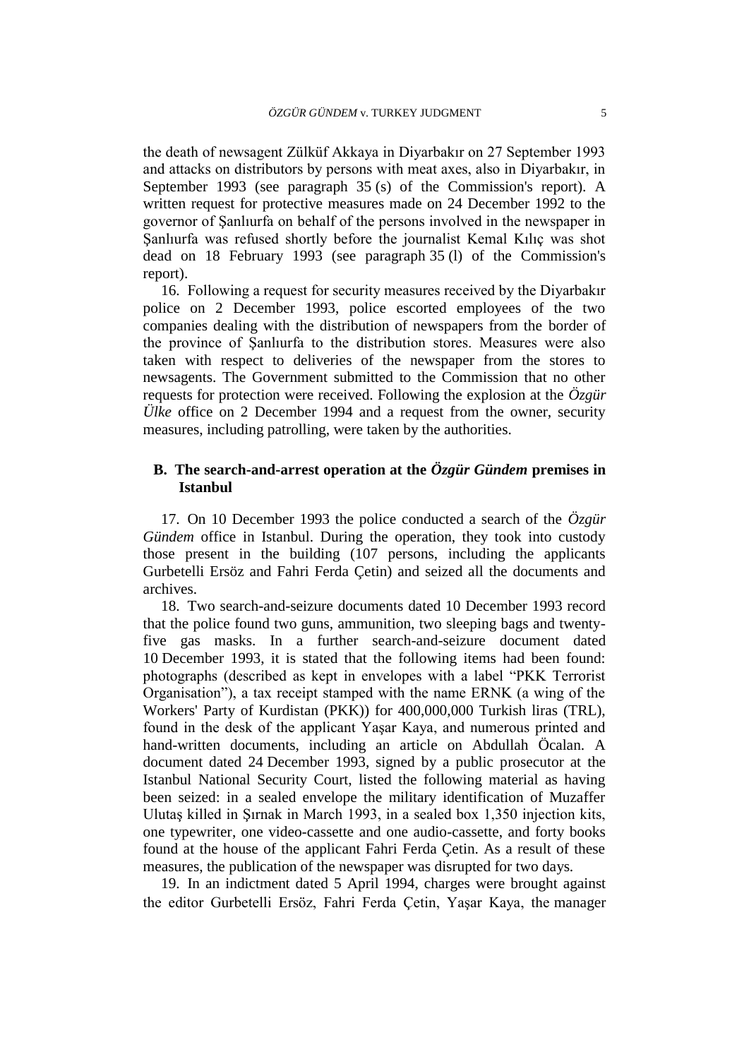the death of newsagent Zülküf Akkaya in Diyarbakır on 27 September 1993 and attacks on distributors by persons with meat axes, also in Diyarbakır, in September 1993 (see paragraph 35 (s) of the Commission's report). A written request for protective measures made on 24 December 1992 to the governor of Şanlıurfa on behalf of the persons involved in the newspaper in Şanlıurfa was refused shortly before the journalist Kemal Kılıç was shot dead on 18 February 1993 (see paragraph 35 (l) of the Commission's report).

16. Following a request for security measures received by the Diyarbakır police on 2 December 1993, police escorted employees of the two companies dealing with the distribution of newspapers from the border of the province of Şanlıurfa to the distribution stores. Measures were also taken with respect to deliveries of the newspaper from the stores to newsagents. The Government submitted to the Commission that no other requests for protection were received. Following the explosion at the *Özgür Ülke* office on 2 December 1994 and a request from the owner, security measures, including patrolling, were taken by the authorities.

### B. The search-and-arrest operation at the *Özgür Gündem* premises in Istanbul

17. On 10 December 1993 the police conducted a search of the *Özgür Gündem* office in Istanbul. During the operation, they took into custody those present in the building (107 persons, including the applicants Gurbetelli Ersöz and Fahri Ferda Çetin) and seized all the documents and archives.

18. Two search-and-seizure documents dated 10 December 1993 record that the police found two guns, ammunition, two sleeping bags and twenty-five gas masks. In a further search-and-seizure document dated 10 December 1993, it is stated that the following items had been found: photographs (described as kept in envelopes with a label "PKK Terrorist Organisation"), a tax receipt stamped with the name ERNK (a wing of the Workers' Party of Kurdistan (PKK)) for 400,000,000 Turkish liras (TRL), found in the desk of the applicant Yaşar Kaya, and numerous printed and hand-written documents, including an article on Abdullah Öcalan. A document dated 24 December 1993, signed by a public prosecutor at the Istanbul National Security Court, listed the following material as having been seized: in a sealed envelope the military identification of Muzaffer Ulutaş killed in Şırnak in March 1993, in a sealed box 1,350 injection kits, one typewriter, one video-cassette and one audio-cassette, and forty books found at the house of the applicant Fahri Ferda Çetin. As a result of these measures, the publication of the newspaper was disrupted for two days.

19. In an indictment dated 5 April 1994, charges were brought against the editor Gurbetelli Ersöz, Fahri Ferda Çetin, Yaşar Kaya, the manager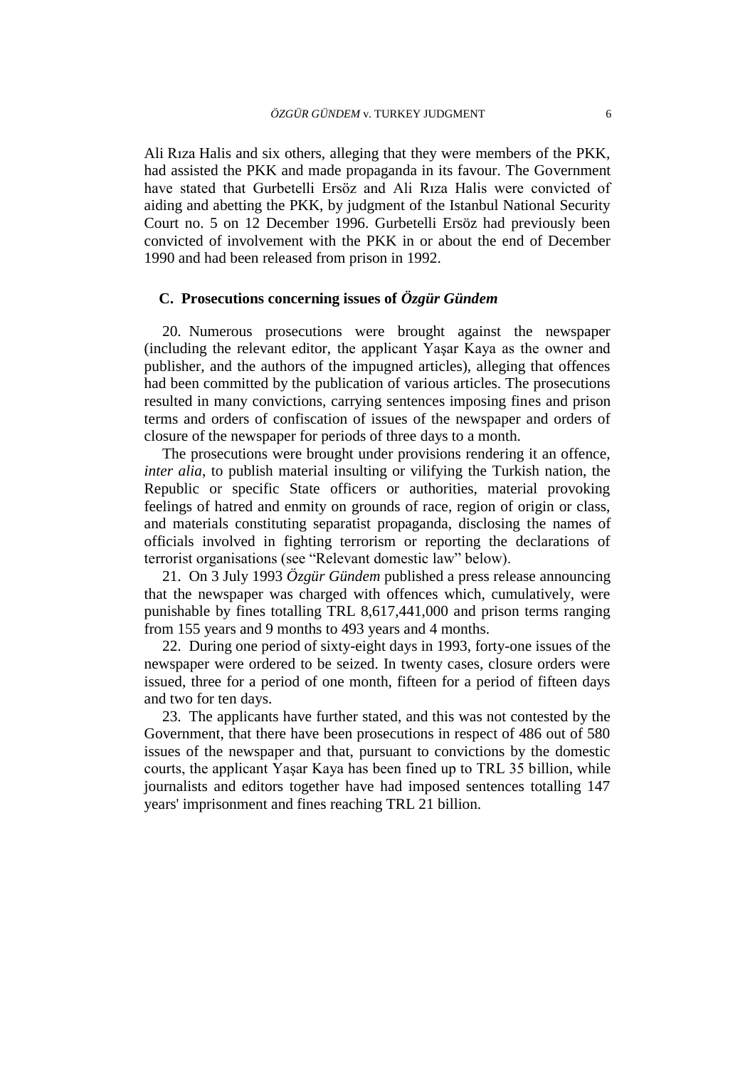Ali Rıza Halis and six others, alleging that they were members of the PKK, had assisted the PKK and made propaganda in its favour. The Government have stated that Gurbetelli Ersöz and Ali Rıza Halis were convicted of aiding and abetting the PKK, by judgment of the Istanbul National Security Court no. 5 on 12 December 1996. Gurbetelli Ersöz had previously been convicted of involvement with the PKK in or about the end of December 1990 and had been released from prison in 1992.

## C. Prosecutions concerning issues of *Özgür Gündem*

20. Numerous prosecutions were brought against the newspaper (including the relevant editor, the applicant Yaşar Kaya as the owner and publisher, and the authors of the impugned articles), alleging that offences had been committed by the publication of various articles. The prosecutions resulted in many convictions, carrying sentences imposing fines and prison terms and orders of confiscation of issues of the newspaper and orders of closure of the newspaper for periods of three days to a month.

The prosecutions were brought under provisions rendering it an offence, *inter alia*, to publish material insulting or vilifying the Turkish nation, the Republic or specific State officers or authorities, material provoking feelings of hatred and enmity on grounds of race, region of origin or class, and materials constituting separatist propaganda, disclosing the names of officials involved in fighting terrorism or reporting the declarations of terrorist organisations (see "Relevant domestic law" below).

21. On 3 July 1993 *Özgür Gündem* published a press release announcing that the newspaper was charged with offences which, cumulatively, were punishable by fines totalling TRL 8,617,441,000 and prison terms ranging from 155 years and 9 months to 493 years and 4 months.

22. During one period of sixty-eight days in 1993, forty-one issues of the newspaper were ordered to be seized. In twenty cases, closure orders were issued, three for a period of one month, fifteen for a period of fifteen days and two for ten days.

23. The applicants have further stated, and this was not contested by the Government, that there have been prosecutions in respect of 486 out of 580 issues of the newspaper and that, pursuant to convictions by the domestic courts, the applicant Yaşar Kaya has been fined up to TRL 35 billion, while journalists and editors together have had imposed sentences totalling 147 years' imprisonment and fines reaching TRL 21 billion.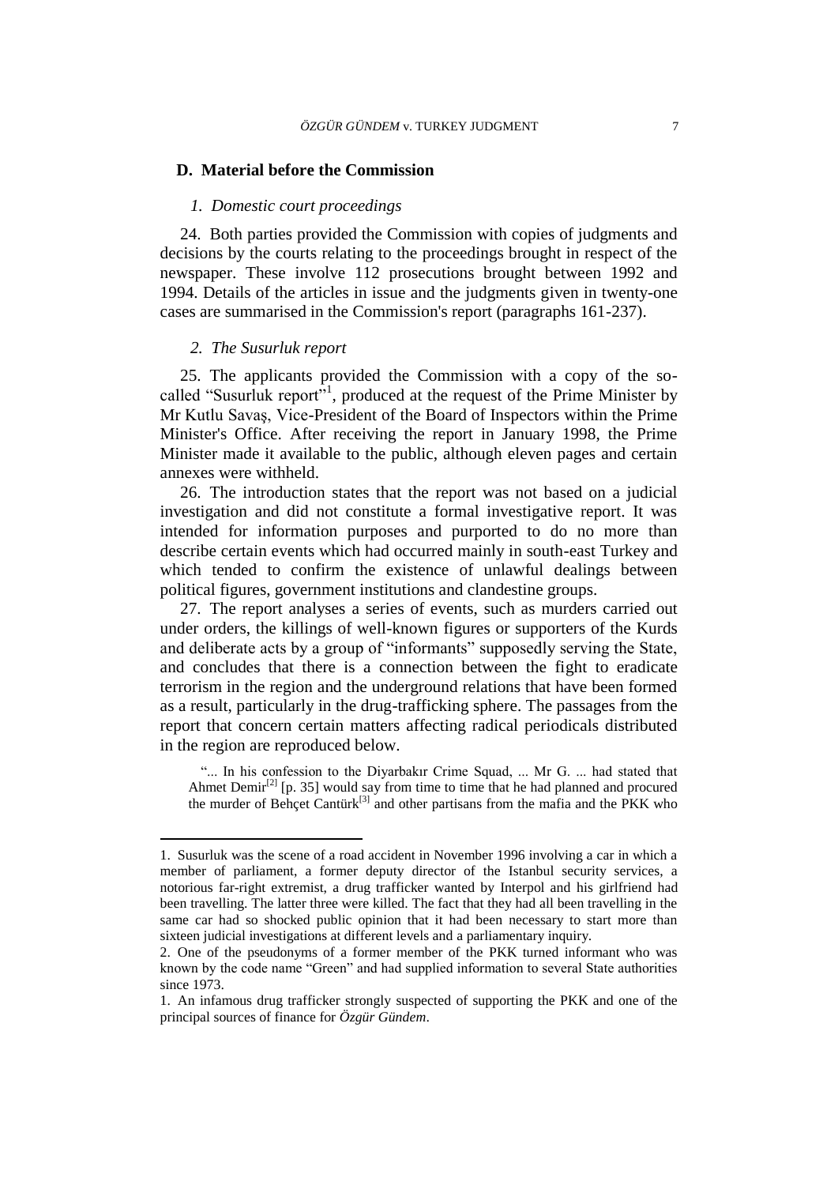## D. Material before the Commission

### *1. Domestic court proceedings*

24. Both parties provided the Commission with copies of judgments and decisions by the courts relating to the proceedings brought in respect of the newspaper. These involve 112 prosecutions brought between 1992 and 1994. Details of the articles in issue and the judgments given in twenty-one cases are summarised in the Commission's report (paragraphs 161-237).

### *2. The Susurluk report*

25. The applicants provided the Commission with a copy of the so-called "Susurluk report"[1], produced at the request of the Prime Minister by Mr Kutlu Savaş, Vice-President of the Board of Inspectors within the Prime Minister's Office. After receiving the report in January 1998, the Prime Minister made it available to the public, although eleven pages and certain annexes were withheld.

26. The introduction states that the report was not based on a judicial investigation and did not constitute a formal investigative report. It was intended for information purposes and purported to do no more than describe certain events which had occurred mainly in south-east Turkey and which tended to confirm the existence of unlawful dealings between political figures, government institutions and clandestine groups.

27. The report analyses a series of events, such as murders carried out under orders, the killings of well-known figures or supporters of the Kurds and deliberate acts by a group of "informants" supposedly serving the State, and concludes that there is a connection between the fight to eradicate terrorism in the region and the underground relations that have been formed as a result, particularly in the drug-trafficking sphere. The passages from the report that concern certain matters affecting radical periodicals distributed in the region are reproduced below.

> "... In his confession to the Diyarbakır Crime Squad, ... Mr G. ... had stated that Ahmet Demir[2] [p. 35] would say from time to time that he had planned and procured the murder of Behçet Cantürk[3] and other partisans from the mafia and the PKK who

---

1. Susurluk was the scene of a road accident in November 1996 involving a car in which a member of parliament, a former deputy director of the Istanbul security services, a notorious far-right extremist, a drug trafficker wanted by Interpol and his girlfriend had been travelling. The latter three were killed. The fact that they had all been travelling in the same car had so shocked public opinion that it had been necessary to start more than sixteen judicial investigations at different levels and a parliamentary inquiry.

2. One of the pseudonyms of a former member of the PKK turned informant who was known by the code name "Green" and had supplied information to several State authorities since 1973.

1. An infamous drug trafficker strongly suspected of supporting the PKK and one of the principal sources of finance for *Özgür Gündem*.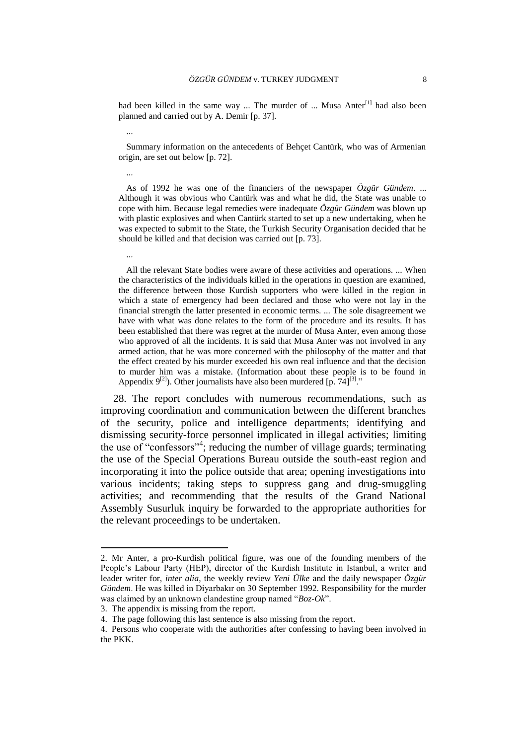had been killed in the same way ... The murder of ... Musa Anter[1] had also been planned and carried out by A. Demir [p. 37].

...

Summary information on the antecedents of Behçet Cantürk, who was of Armenian origin, are set out below [p. 72].

...

As of 1992 he was one of the financiers of the newspaper *Özgür Gündem*. ... Although it was obvious who Cantürk was and what he did, the State was unable to cope with him. Because legal remedies were inadequate *Özgür Gündem* was blown up with plastic explosives and when Cantürk started to set up a new undertaking, when he was expected to submit to the State, the Turkish Security Organisation decided that he should be killed and that decision was carried out [p. 73].

...

All the relevant State bodies were aware of these activities and operations. ... When the characteristics of the individuals killed in the operations in question are examined, the difference between those Kurdish supporters who were killed in the region in which a state of emergency had been declared and those who were not lay in the financial strength the latter presented in economic terms. ... The sole disagreement we have with what was done relates to the form of the procedure and its results. It has been established that there was regret at the murder of Musa Anter, even among those who approved of all the incidents. It is said that Musa Anter was not involved in any armed action, that he was more concerned with the philosophy of the matter and that the effect created by his murder exceeded his own real influence and that the decision to murder him was a mistake. (Information about these people is to be found in Appendix 9[2]). Other journalists have also been murdered [p. 74][3]."

28. The report concludes with numerous recommendations, such as improving coordination and communication between the different branches of the security, police and intelligence departments; identifying and dismissing security-force personnel implicated in illegal activities; limiting the use of "confessors"[4]; reducing the number of village guards; terminating the use of the Special Operations Bureau outside the south-east region and incorporating it into the police outside that area; opening investigations into various incidents; taking steps to suppress gang and drug-smuggling activities; and recommending that the results of the Grand National Assembly Susurluk inquiry be forwarded to the appropriate authorities for the relevant proceedings to be undertaken.

---

2. Mr Anter, a pro-Kurdish political figure, was one of the founding members of the People's Labour Party (HEP), director of the Kurdish Institute in Istanbul, a writer and leader writer for, *inter alia*, the weekly review *Yeni Ülke* and the daily newspaper *Özgür Gündem*. He was killed in Diyarbakır on 30 September 1992. Responsibility for the murder was claimed by an unknown clandestine group named "*Boz-Ok*".

3. The appendix is missing from the report.

4. The page following this last sentence is also missing from the report.

4. Persons who cooperate with the authorities after confessing to having been involved in the PKK.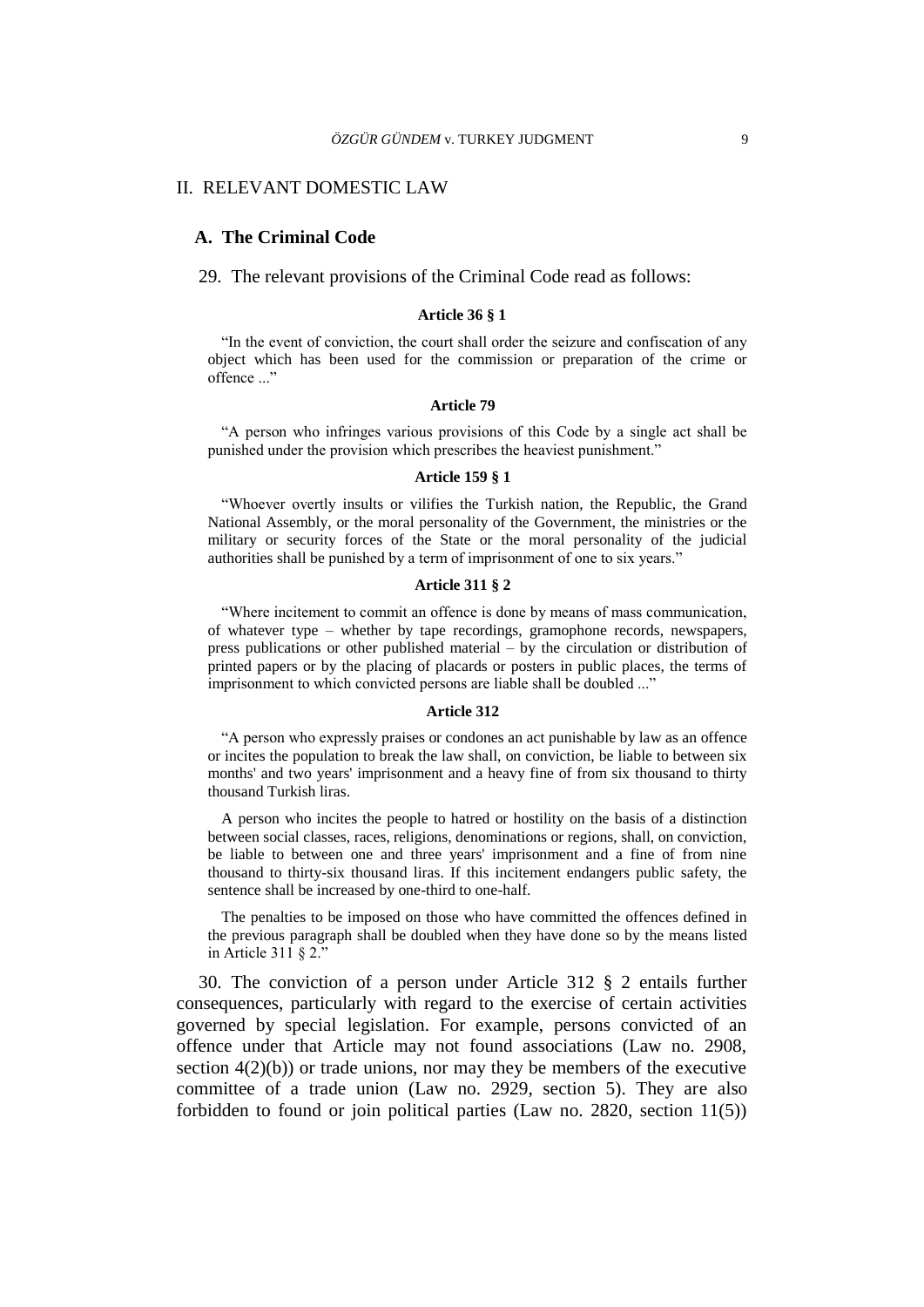## II. RELEVANT DOMESTIC LAW

### A. The Criminal Code

29. The relevant provisions of the Criminal Code read as follows:

**Article 36 § 1**

"In the event of conviction, the court shall order the seizure and confiscation of any object which has been used for the commission or preparation of the crime or offence ..."

**Article 79**

"A person who infringes various provisions of this Code by a single act shall be punished under the provision which prescribes the heaviest punishment."

**Article 159 § 1**

"Whoever overtly insults or vilifies the Turkish nation, the Republic, the Grand National Assembly, or the moral personality of the Government, the ministries or the military or security forces of the State or the moral personality of the judicial authorities shall be punished by a term of imprisonment of one to six years."

**Article 311 § 2**

"Where incitement to commit an offence is done by means of mass communication, of whatever type – whether by tape recordings, gramophone records, newspapers, press publications or other published material – by the circulation or distribution of printed papers or by the placing of placards or posters in public places, the terms of imprisonment to which convicted persons are liable shall be doubled ..."

**Article 312**

"A person who expressly praises or condones an act punishable by law as an offence or incites the population to break the law shall, on conviction, be liable to between six months' and two years' imprisonment and a heavy fine of from six thousand to thirty thousand Turkish liras.

A person who incites the people to hatred or hostility on the basis of a distinction between social classes, races, religions, denominations or regions, shall, on conviction, be liable to between one and three years' imprisonment and a fine of from nine thousand to thirty-six thousand liras. If this incitement endangers public safety, the sentence shall be increased by one-third to one-half.

The penalties to be imposed on those who have committed the offences defined in the previous paragraph shall be doubled when they have done so by the means listed in Article 311 § 2."

30. The conviction of a person under Article 312 § 2 entails further consequences, particularly with regard to the exercise of certain activities governed by special legislation. For example, persons convicted of an offence under that Article may not found associations (Law no. 2908, section 4(2)(b)) or trade unions, nor may they be members of the executive committee of a trade union (Law no. 2929, section 5). They are also forbidden to found or join political parties (Law no. 2820, section 11(5))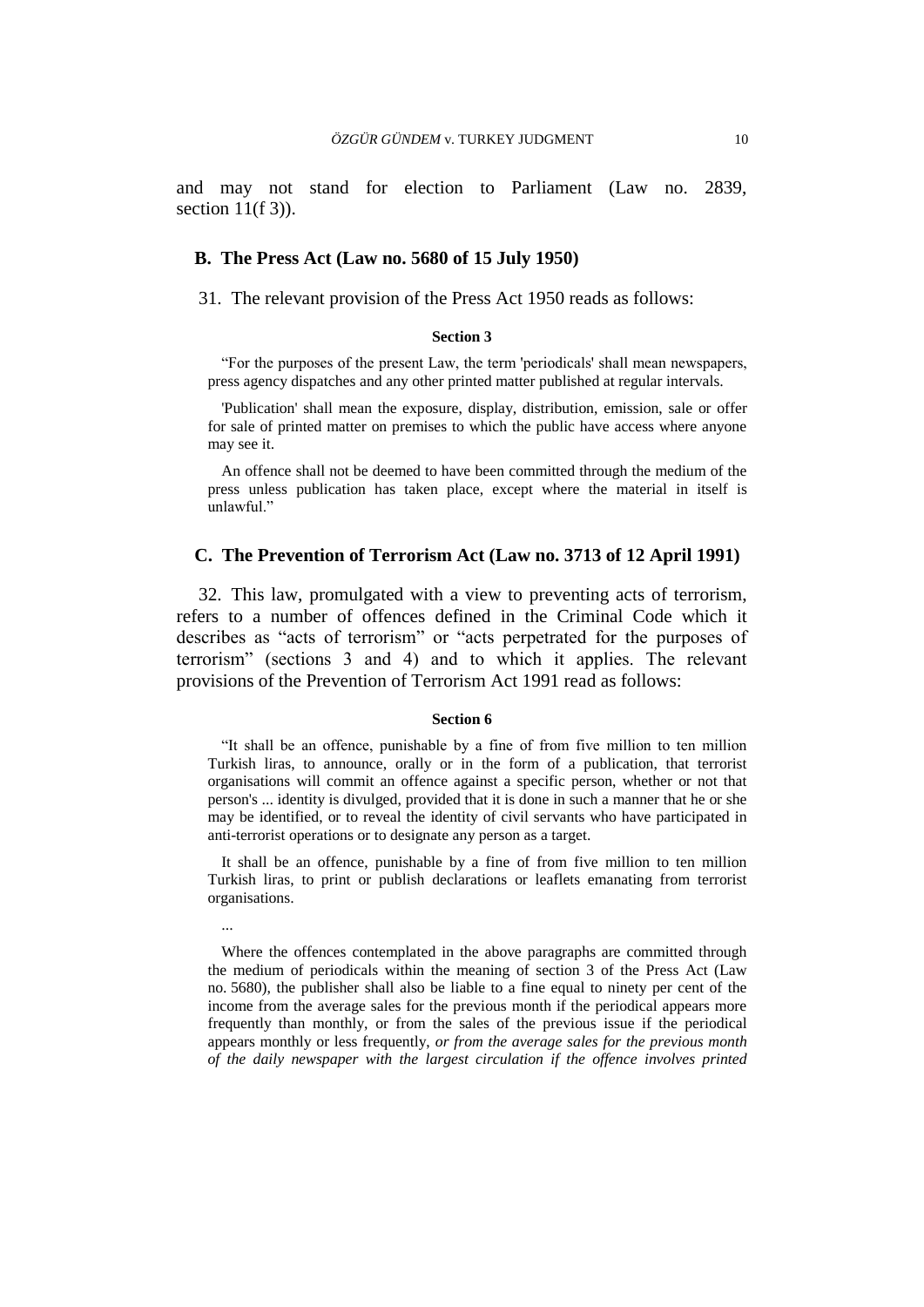and may not stand for election to Parliament (Law no. 2839, section 11(f 3)).

### B. The Press Act (Law no. 5680 of 15 July 1950)

31. The relevant provision of the Press Act 1950 reads as follows:

**Section 3**

"For the purposes of the present Law, the term 'periodicals' shall mean newspapers, press agency dispatches and any other printed matter published at regular intervals.

'Publication' shall mean the exposure, display, distribution, emission, sale or offer for sale of printed matter on premises to which the public have access where anyone may see it.

An offence shall not be deemed to have been committed through the medium of the press unless publication has taken place, except where the material in itself is unlawful."

### C. The Prevention of Terrorism Act (Law no. 3713 of 12 April 1991)

32. This law, promulgated with a view to preventing acts of terrorism, refers to a number of offences defined in the Criminal Code which it describes as "acts of terrorism" or "acts perpetrated for the purposes of terrorism" (sections 3 and 4) and to which it applies. The relevant provisions of the Prevention of Terrorism Act 1991 read as follows:

**Section 6**

"It shall be an offence, punishable by a fine of from five million to ten million Turkish liras, to announce, orally or in the form of a publication, that terrorist organisations will commit an offence against a specific person, whether or not that person's ... identity is divulged, provided that it is done in such a manner that he or she may be identified, or to reveal the identity of civil servants who have participated in anti-terrorist operations or to designate any person as a target.

It shall be an offence, punishable by a fine of from five million to ten million Turkish liras, to print or publish declarations or leaflets emanating from terrorist organisations.

...

Where the offences contemplated in the above paragraphs are committed through the medium of periodicals within the meaning of section 3 of the Press Act (Law no. 5680), the publisher shall also be liable to a fine equal to ninety per cent of the income from the average sales for the previous month if the periodical appears more frequently than monthly, or from the sales of the previous issue if the periodical appears monthly or less frequently, *or from the average sales for the previous month of the daily newspaper with the largest circulation if the offence involves printed*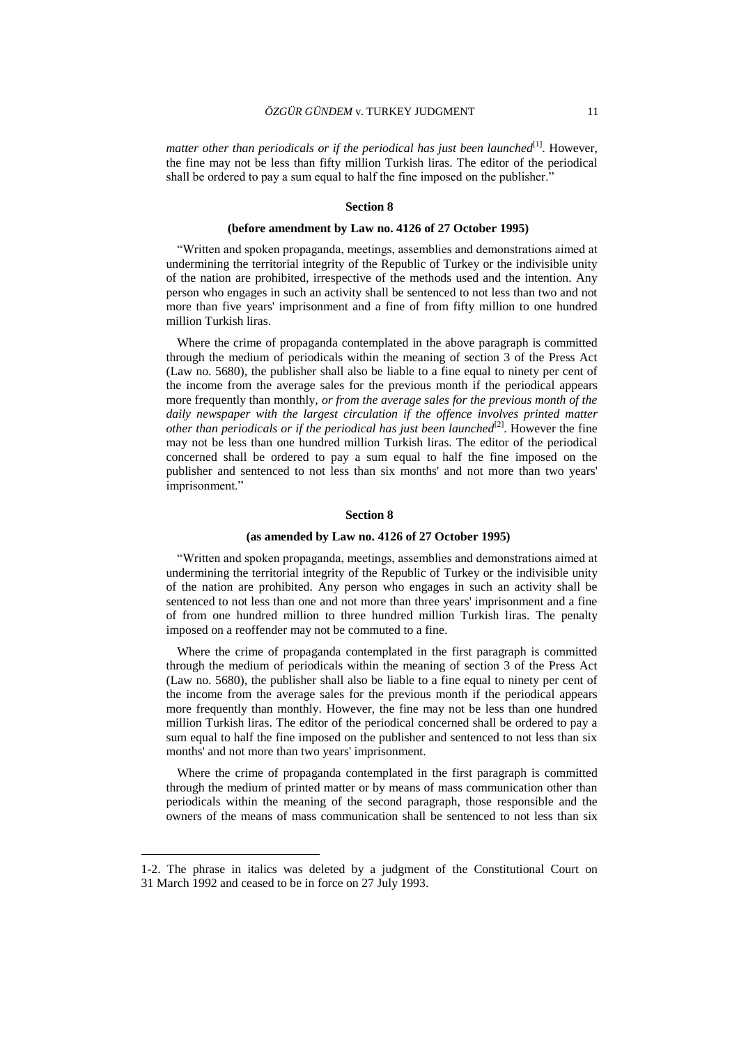*matter other than periodicals or if the periodical has just been launched*[1]. However, the fine may not be less than fifty million Turkish liras. The editor of the periodical shall be ordered to pay a sum equal to half the fine imposed on the publisher."

**Section 8**

**(before amendment by Law no. 4126 of 27 October 1995)**

"Written and spoken propaganda, meetings, assemblies and demonstrations aimed at undermining the territorial integrity of the Republic of Turkey or the indivisible unity of the nation are prohibited, irrespective of the methods used and the intention. Any person who engages in such an activity shall be sentenced to not less than two and not more than five years' imprisonment and a fine of from fifty million to one hundred million Turkish liras.

Where the crime of propaganda contemplated in the above paragraph is committed through the medium of periodicals within the meaning of section 3 of the Press Act (Law no. 5680), the publisher shall also be liable to a fine equal to ninety per cent of the income from the average sales for the previous month if the periodical appears more frequently than monthly, *or from the average sales for the previous month of the daily newspaper with the largest circulation if the offence involves printed matter other than periodicals or if the periodical has just been launched*[2]. However the fine may not be less than one hundred million Turkish liras. The editor of the periodical concerned shall be ordered to pay a sum equal to half the fine imposed on the publisher and sentenced to not less than six months' and not more than two years' imprisonment."

**Section 8**

**(as amended by Law no. 4126 of 27 October 1995)**

"Written and spoken propaganda, meetings, assemblies and demonstrations aimed at undermining the territorial integrity of the Republic of Turkey or the indivisible unity of the nation are prohibited. Any person who engages in such an activity shall be sentenced to not less than one and not more than three years' imprisonment and a fine of from one hundred million to three hundred million Turkish liras. The penalty imposed on a reoffender may not be commuted to a fine.

Where the crime of propaganda contemplated in the first paragraph is committed through the medium of periodicals within the meaning of section 3 of the Press Act (Law no. 5680), the publisher shall also be liable to a fine equal to ninety per cent of the income from the average sales for the previous month if the periodical appears more frequently than monthly. However, the fine may not be less than one hundred million Turkish liras. The editor of the periodical concerned shall be ordered to pay a sum equal to half the fine imposed on the publisher and sentenced to not less than six months' and not more than two years' imprisonment.

Where the crime of propaganda contemplated in the first paragraph is committed through the medium of printed matter or by means of mass communication other than periodicals within the meaning of the second paragraph, those responsible and the owners of the means of mass communication shall be sentenced to not less than six

---

1-2. The phrase in italics was deleted by a judgment of the Constitutional Court on 31 March 1992 and ceased to be in force on 27 July 1993.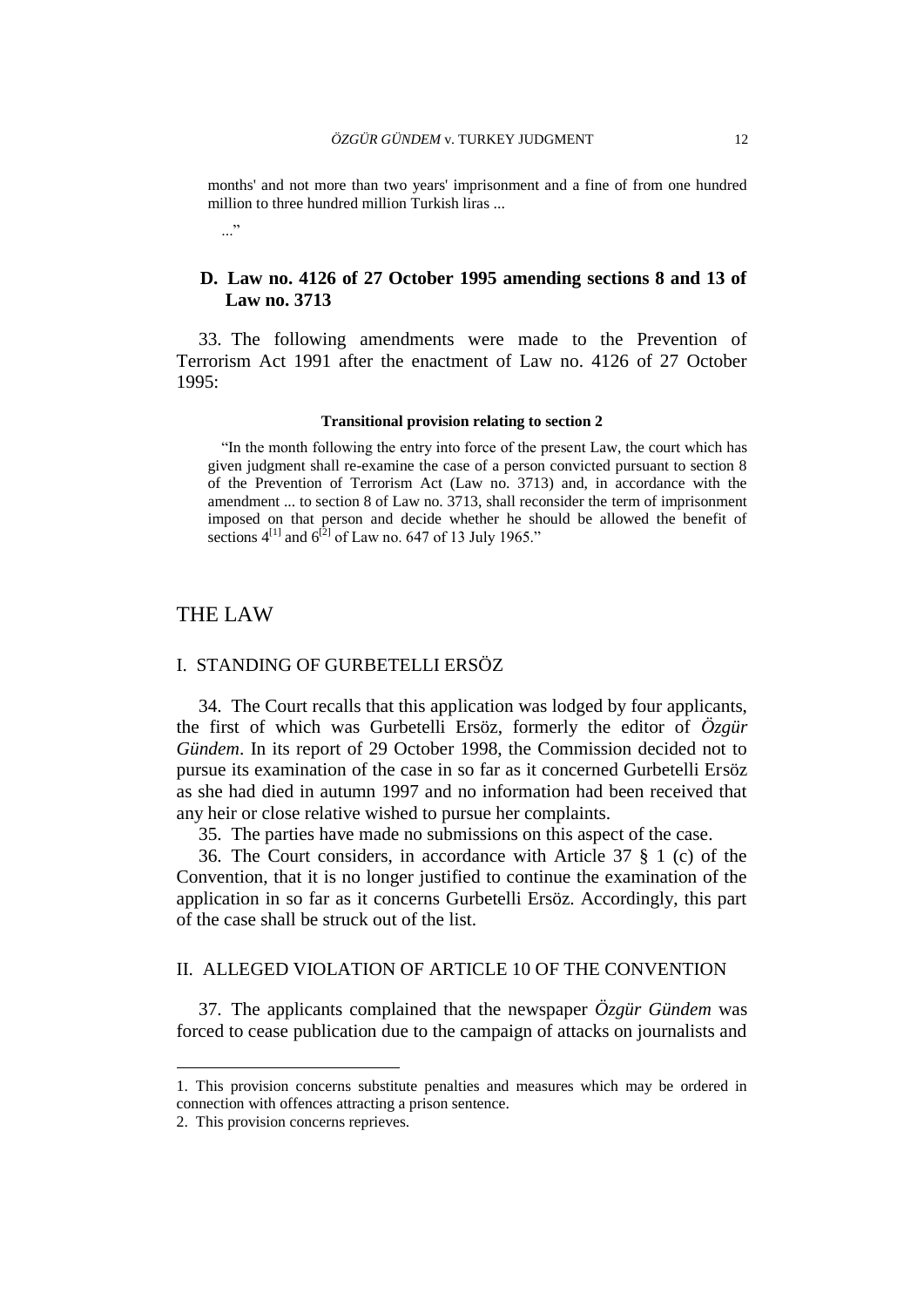months' and not more than two years' imprisonment and a fine of from one hundred million to three hundred million Turkish liras ...

..."

### D. Law no. 4126 of 27 October 1995 amending sections 8 and 13 of Law no. 3713

33. The following amendments were made to the Prevention of Terrorism Act 1991 after the enactment of Law no. 4126 of 27 October 1995:

**Transitional provision relating to section 2**

"In the month following the entry into force of the present Law, the court which has given judgment shall re-examine the case of a person convicted pursuant to section 8 of the Prevention of Terrorism Act (Law no. 3713) and, in accordance with the amendment ... to section 8 of Law no. 3713, shall reconsider the term of imprisonment imposed on that person and decide whether he should be allowed the benefit of sections 4[1] and 6[2] of Law no. 647 of 13 July 1965."

# THE LAW

## I. STANDING OF GURBETELLI ERSÖZ

34. The Court recalls that this application was lodged by four applicants, the first of which was Gurbetelli Ersöz, formerly the editor of *Özgür Gündem*. In its report of 29 October 1998, the Commission decided not to pursue its examination of the case in so far as it concerned Gurbetelli Ersöz as she had died in autumn 1997 and no information had been received that any heir or close relative wished to pursue her complaints.

35. The parties have made no submissions on this aspect of the case.

36. The Court considers, in accordance with Article 37 § 1 (c) of the Convention, that it is no longer justified to continue the examination of the application in so far as it concerns Gurbetelli Ersöz. Accordingly, this part of the case shall be struck out of the list.

## II. ALLEGED VIOLATION OF ARTICLE 10 OF THE CONVENTION

37. The applicants complained that the newspaper *Özgür Gündem* was forced to cease publication due to the campaign of attacks on journalists and

---

1. This provision concerns substitute penalties and measures which may be ordered in connection with offences attracting a prison sentence.

2. This provision concerns reprieves.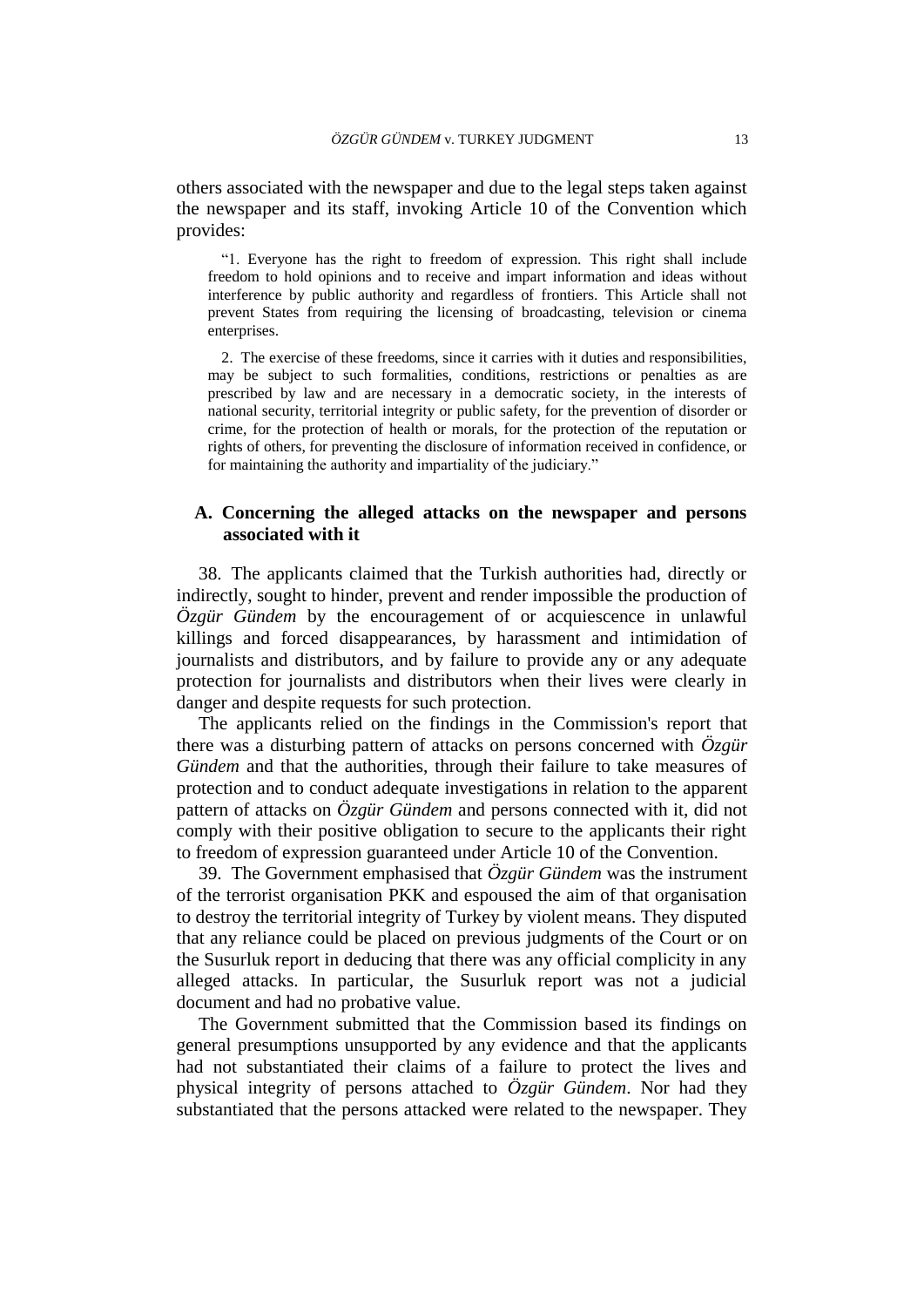others associated with the newspaper and due to the legal steps taken against the newspaper and its staff, invoking Article 10 of the Convention which provides:

> "1. Everyone has the right to freedom of expression. This right shall include freedom to hold opinions and to receive and impart information and ideas without interference by public authority and regardless of frontiers. This Article shall not prevent States from requiring the licensing of broadcasting, television or cinema enterprises.
>
> 2. The exercise of these freedoms, since it carries with it duties and responsibilities, may be subject to such formalities, conditions, restrictions or penalties as are prescribed by law and are necessary in a democratic society, in the interests of national security, territorial integrity or public safety, for the prevention of disorder or crime, for the protection of health or morals, for the protection of the reputation or rights of others, for preventing the disclosure of information received in confidence, or for maintaining the authority and impartiality of the judiciary."

### A. Concerning the alleged attacks on the newspaper and persons associated with it

38. The applicants claimed that the Turkish authorities had, directly or indirectly, sought to hinder, prevent and render impossible the production of *Özgür Gündem* by the encouragement of or acquiescence in unlawful killings and forced disappearances, by harassment and intimidation of journalists and distributors, and by failure to provide any or any adequate protection for journalists and distributors when their lives were clearly in danger and despite requests for such protection.

The applicants relied on the findings in the Commission's report that there was a disturbing pattern of attacks on persons concerned with *Özgür Gündem* and that the authorities, through their failure to take measures of protection and to conduct adequate investigations in relation to the apparent pattern of attacks on *Özgür Gündem* and persons connected with it, did not comply with their positive obligation to secure to the applicants their right to freedom of expression guaranteed under Article 10 of the Convention.

39. The Government emphasised that *Özgür Gündem* was the instrument of the terrorist organisation PKK and espoused the aim of that organisation to destroy the territorial integrity of Turkey by violent means. They disputed that any reliance could be placed on previous judgments of the Court or on the Susurluk report in deducing that there was any official complicity in any alleged attacks. In particular, the Susurluk report was not a judicial document and had no probative value.

The Government submitted that the Commission based its findings on general presumptions unsupported by any evidence and that the applicants had not substantiated their claims of a failure to protect the lives and physical integrity of persons attached to *Özgür Gündem*. Nor had they substantiated that the persons attacked were related to the newspaper. They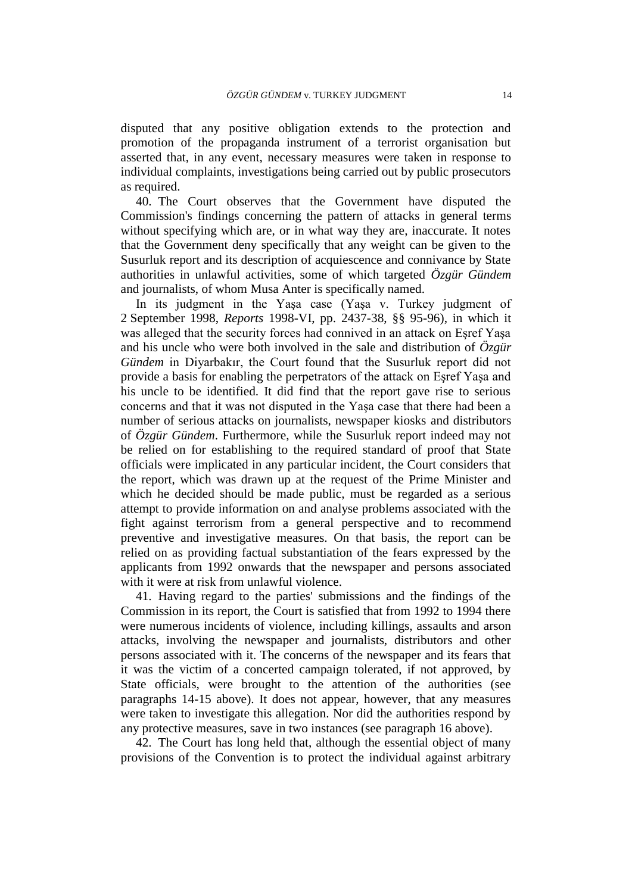disputed that any positive obligation extends to the protection and promotion of the propaganda instrument of a terrorist organisation but asserted that, in any event, necessary measures were taken in response to individual complaints, investigations being carried out by public prosecutors as required.

40. The Court observes that the Government have disputed the Commission's findings concerning the pattern of attacks in general terms without specifying which are, or in what way they are, inaccurate. It notes that the Government deny specifically that any weight can be given to the Susurluk report and its description of acquiescence and connivance by State authorities in unlawful activities, some of which targeted *Özgür Gündem* and journalists, of whom Musa Anter is specifically named.

In its judgment in the Yaşa case (Yaşa v. Turkey judgment of 2 September 1998, *Reports* 1998-VI, pp. 2437-38, §§ 95-96), in which it was alleged that the security forces had connived in an attack on Eşref Yaşa and his uncle who were both involved in the sale and distribution of *Özgür Gündem* in Diyarbakır, the Court found that the Susurluk report did not provide a basis for enabling the perpetrators of the attack on Eşref Yaşa and his uncle to be identified. It did find that the report gave rise to serious concerns and that it was not disputed in the Yaşa case that there had been a number of serious attacks on journalists, newspaper kiosks and distributors of *Özgür Gündem*. Furthermore, while the Susurluk report indeed may not be relied on for establishing to the required standard of proof that State officials were implicated in any particular incident, the Court considers that the report, which was drawn up at the request of the Prime Minister and which he decided should be made public, must be regarded as a serious attempt to provide information on and analyse problems associated with the fight against terrorism from a general perspective and to recommend preventive and investigative measures. On that basis, the report can be relied on as providing factual substantiation of the fears expressed by the applicants from 1992 onwards that the newspaper and persons associated with it were at risk from unlawful violence.

41. Having regard to the parties' submissions and the findings of the Commission in its report, the Court is satisfied that from 1992 to 1994 there were numerous incidents of violence, including killings, assaults and arson attacks, involving the newspaper and journalists, distributors and other persons associated with it. The concerns of the newspaper and its fears that it was the victim of a concerted campaign tolerated, if not approved, by State officials, were brought to the attention of the authorities (see paragraphs 14-15 above). It does not appear, however, that any measures were taken to investigate this allegation. Nor did the authorities respond by any protective measures, save in two instances (see paragraph 16 above).

42. The Court has long held that, although the essential object of many provisions of the Convention is to protect the individual against arbitrary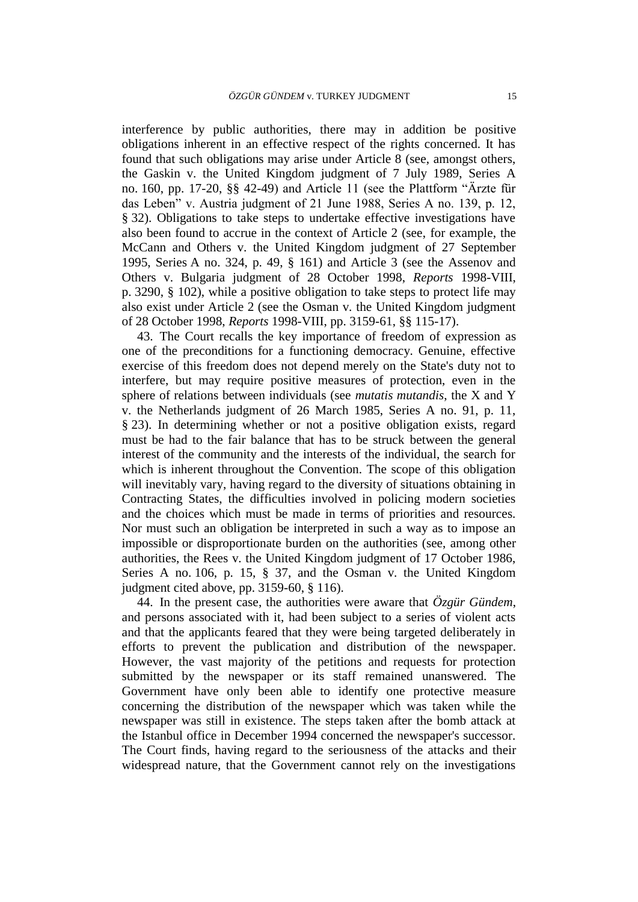interference by public authorities, there may in addition be positive obligations inherent in an effective respect of the rights concerned. It has found that such obligations may arise under Article 8 (see, amongst others, the Gaskin v. the United Kingdom judgment of 7 July 1989, Series A no. 160, pp. 17-20, §§ 42-49) and Article 11 (see the Plattform "Ärzte für das Leben" v. Austria judgment of 21 June 1988, Series A no. 139, p. 12, § 32). Obligations to take steps to undertake effective investigations have also been found to accrue in the context of Article 2 (see, for example, the McCann and Others v. the United Kingdom judgment of 27 September 1995, Series A no. 324, p. 49, § 161) and Article 3 (see the Assenov and Others v. Bulgaria judgment of 28 October 1998, *Reports* 1998-VIII, p. 3290, § 102), while a positive obligation to take steps to protect life may also exist under Article 2 (see the Osman v. the United Kingdom judgment of 28 October 1998, *Reports* 1998-VIII, pp. 3159-61, §§ 115-17).

43. The Court recalls the key importance of freedom of expression as one of the preconditions for a functioning democracy. Genuine, effective exercise of this freedom does not depend merely on the State's duty not to interfere, but may require positive measures of protection, even in the sphere of relations between individuals (see *mutatis mutandis*, the X and Y v. the Netherlands judgment of 26 March 1985, Series A no. 91, p. 11, § 23). In determining whether or not a positive obligation exists, regard must be had to the fair balance that has to be struck between the general interest of the community and the interests of the individual, the search for which is inherent throughout the Convention. The scope of this obligation will inevitably vary, having regard to the diversity of situations obtaining in Contracting States, the difficulties involved in policing modern societies and the choices which must be made in terms of priorities and resources. Nor must such an obligation be interpreted in such a way as to impose an impossible or disproportionate burden on the authorities (see, among other authorities, the Rees v. the United Kingdom judgment of 17 October 1986, Series A no. 106, p. 15, § 37, and the Osman v. the United Kingdom judgment cited above, pp. 3159-60, § 116).

44. In the present case, the authorities were aware that *Özgür Gündem*, and persons associated with it, had been subject to a series of violent acts and that the applicants feared that they were being targeted deliberately in efforts to prevent the publication and distribution of the newspaper. However, the vast majority of the petitions and requests for protection submitted by the newspaper or its staff remained unanswered. The Government have only been able to identify one protective measure concerning the distribution of the newspaper which was taken while the newspaper was still in existence. The steps taken after the bomb attack at the Istanbul office in December 1994 concerned the newspaper's successor. The Court finds, having regard to the seriousness of the attacks and their widespread nature, that the Government cannot rely on the investigations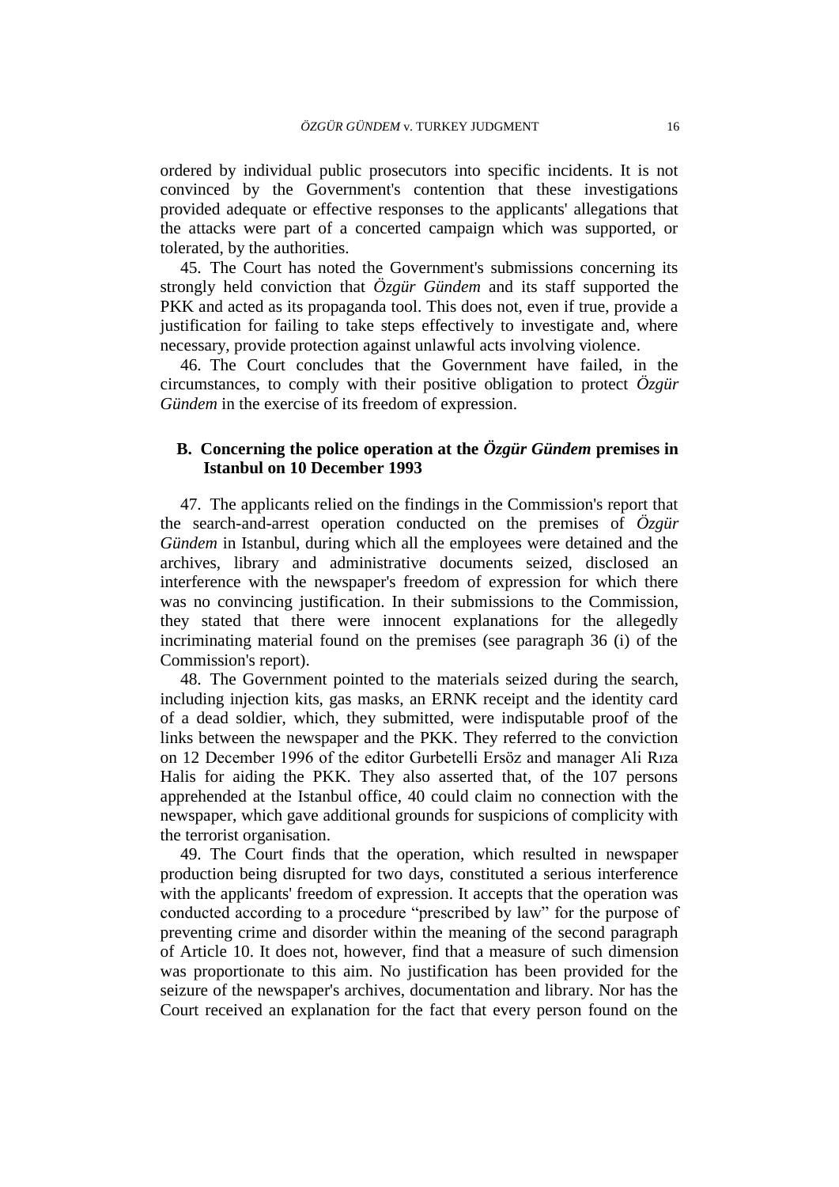ordered by individual public prosecutors into specific incidents. It is not convinced by the Government's contention that these investigations provided adequate or effective responses to the applicants' allegations that the attacks were part of a concerted campaign which was supported, or tolerated, by the authorities.

45. The Court has noted the Government's submissions concerning its strongly held conviction that *Özgür Gündem* and its staff supported the PKK and acted as its propaganda tool. This does not, even if true, provide a justification for failing to take steps effectively to investigate and, where necessary, provide protection against unlawful acts involving violence.

46. The Court concludes that the Government have failed, in the circumstances, to comply with their positive obligation to protect *Özgür Gündem* in the exercise of its freedom of expression.

### B. Concerning the police operation at the *Özgür Gündem* premises in Istanbul on 10 December 1993

47. The applicants relied on the findings in the Commission's report that the search-and-arrest operation conducted on the premises of *Özgür Gündem* in Istanbul, during which all the employees were detained and the archives, library and administrative documents seized, disclosed an interference with the newspaper's freedom of expression for which there was no convincing justification. In their submissions to the Commission, they stated that there were innocent explanations for the allegedly incriminating material found on the premises (see paragraph 36 (i) of the Commission's report).

48. The Government pointed to the materials seized during the search, including injection kits, gas masks, an ERNK receipt and the identity card of a dead soldier, which, they submitted, were indisputable proof of the links between the newspaper and the PKK. They referred to the conviction on 12 December 1996 of the editor Gurbetelli Ersöz and manager Ali Rıza Halis for aiding the PKK. They also asserted that, of the 107 persons apprehended at the Istanbul office, 40 could claim no connection with the newspaper, which gave additional grounds for suspicions of complicity with the terrorist organisation.

49. The Court finds that the operation, which resulted in newspaper production being disrupted for two days, constituted a serious interference with the applicants' freedom of expression. It accepts that the operation was conducted according to a procedure "prescribed by law" for the purpose of preventing crime and disorder within the meaning of the second paragraph of Article 10. It does not, however, find that a measure of such dimension was proportionate to this aim. No justification has been provided for the seizure of the newspaper's archives, documentation and library. Nor has the Court received an explanation for the fact that every person found on the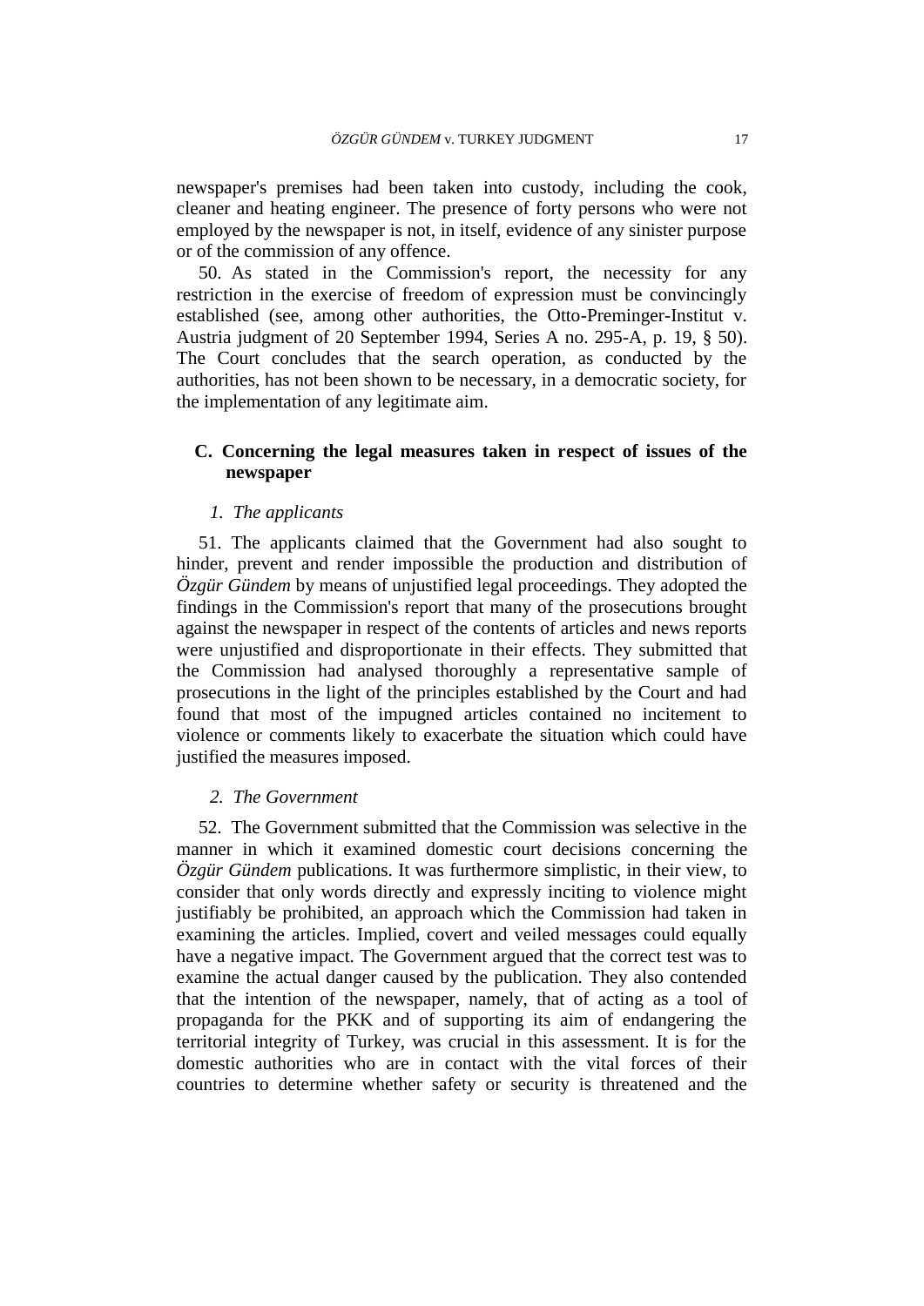newspaper's premises had been taken into custody, including the cook, cleaner and heating engineer. The presence of forty persons who were not employed by the newspaper is not, in itself, evidence of any sinister purpose or of the commission of any offence.

50. As stated in the Commission's report, the necessity for any restriction in the exercise of freedom of expression must be convincingly established (see, among other authorities, the Otto-Preminger-Institut v. Austria judgment of 20 September 1994, Series A no. 295-A, p. 19, § 50). The Court concludes that the search operation, as conducted by the authorities, has not been shown to be necessary, in a democratic society, for the implementation of any legitimate aim.

## C. Concerning the legal measures taken in respect of issues of the newspaper

### *1. The applicants*

51. The applicants claimed that the Government had also sought to hinder, prevent and render impossible the production and distribution of *Özgür Gündem* by means of unjustified legal proceedings. They adopted the findings in the Commission's report that many of the prosecutions brought against the newspaper in respect of the contents of articles and news reports were unjustified and disproportionate in their effects. They submitted that the Commission had analysed thoroughly a representative sample of prosecutions in the light of the principles established by the Court and had found that most of the impugned articles contained no incitement to violence or comments likely to exacerbate the situation which could have justified the measures imposed.

### *2. The Government*

52. The Government submitted that the Commission was selective in the manner in which it examined domestic court decisions concerning the *Özgür Gündem* publications. It was furthermore simplistic, in their view, to consider that only words directly and expressly inciting to violence might justifiably be prohibited, an approach which the Commission had taken in examining the articles. Implied, covert and veiled messages could equally have a negative impact. The Government argued that the correct test was to examine the actual danger caused by the publication. They also contended that the intention of the newspaper, namely, that of acting as a tool of propaganda for the PKK and of supporting its aim of endangering the territorial integrity of Turkey, was crucial in this assessment. It is for the domestic authorities who are in contact with the vital forces of their countries to determine whether safety or security is threatened and the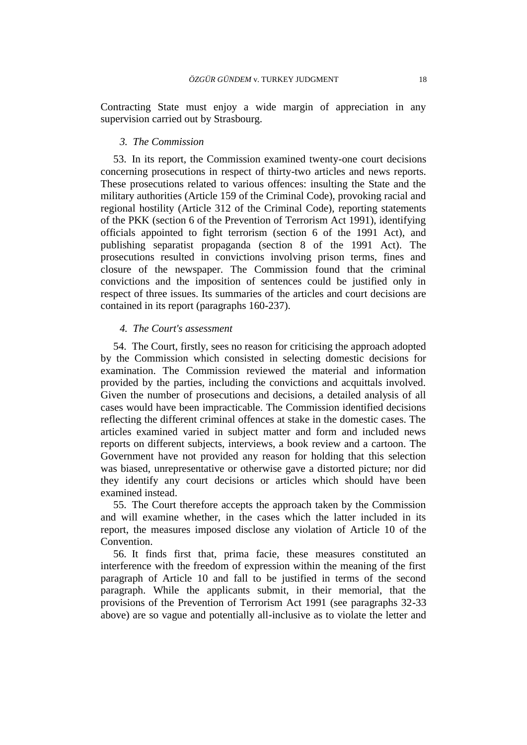Contracting State must enjoy a wide margin of appreciation in any supervision carried out by Strasbourg.

### *3. The Commission*

53. In its report, the Commission examined twenty-one court decisions concerning prosecutions in respect of thirty-two articles and news reports. These prosecutions related to various offences: insulting the State and the military authorities (Article 159 of the Criminal Code), provoking racial and regional hostility (Article 312 of the Criminal Code), reporting statements of the PKK (section 6 of the Prevention of Terrorism Act 1991), identifying officials appointed to fight terrorism (section 6 of the 1991 Act), and publishing separatist propaganda (section 8 of the 1991 Act). The prosecutions resulted in convictions involving prison terms, fines and closure of the newspaper. The Commission found that the criminal convictions and the imposition of sentences could be justified only in respect of three issues. Its summaries of the articles and court decisions are contained in its report (paragraphs 160-237).

### *4. The Court's assessment*

54. The Court, firstly, sees no reason for criticising the approach adopted by the Commission which consisted in selecting domestic decisions for examination. The Commission reviewed the material and information provided by the parties, including the convictions and acquittals involved. Given the number of prosecutions and decisions, a detailed analysis of all cases would have been impracticable. The Commission identified decisions reflecting the different criminal offences at stake in the domestic cases. The articles examined varied in subject matter and form and included news reports on different subjects, interviews, a book review and a cartoon. The Government have not provided any reason for holding that this selection was biased, unrepresentative or otherwise gave a distorted picture; nor did they identify any court decisions or articles which should have been examined instead.

55. The Court therefore accepts the approach taken by the Commission and will examine whether, in the cases which the latter included in its report, the measures imposed disclose any violation of Article 10 of the Convention.

56. It finds first that, prima facie, these measures constituted an interference with the freedom of expression within the meaning of the first paragraph of Article 10 and fall to be justified in terms of the second paragraph. While the applicants submit, in their memorial, that the provisions of the Prevention of Terrorism Act 1991 (see paragraphs 32-33 above) are so vague and potentially all-inclusive as to violate the letter and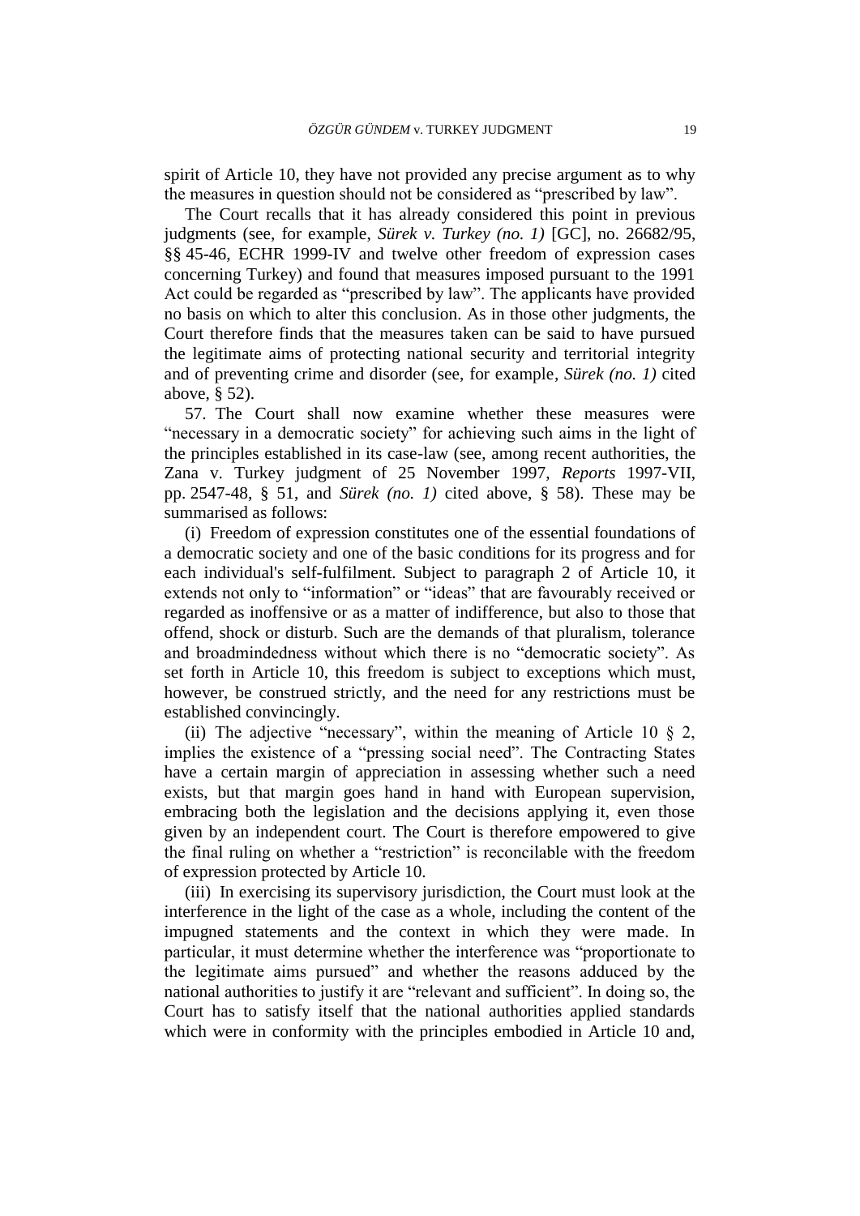spirit of Article 10, they have not provided any precise argument as to why the measures in question should not be considered as "prescribed by law".

The Court recalls that it has already considered this point in previous judgments (see, for example, *Sürek v. Turkey (no. 1)* [GC], no. 26682/95, §§ 45-46, ECHR 1999-IV and twelve other freedom of expression cases concerning Turkey) and found that measures imposed pursuant to the 1991 Act could be regarded as "prescribed by law". The applicants have provided no basis on which to alter this conclusion. As in those other judgments, the Court therefore finds that the measures taken can be said to have pursued the legitimate aims of protecting national security and territorial integrity and of preventing crime and disorder (see, for example, *Sürek (no. 1)* cited above, § 52).

57. The Court shall now examine whether these measures were "necessary in a democratic society" for achieving such aims in the light of the principles established in its case-law (see, among recent authorities, the Zana v. Turkey judgment of 25 November 1997, *Reports* 1997-VII, pp. 2547-48, § 51, and *Sürek (no. 1)* cited above, § 58). These may be summarised as follows:

(i) Freedom of expression constitutes one of the essential foundations of a democratic society and one of the basic conditions for its progress and for each individual's self-fulfilment. Subject to paragraph 2 of Article 10, it extends not only to "information" or "ideas" that are favourably received or regarded as inoffensive or as a matter of indifference, but also to those that offend, shock or disturb. Such are the demands of that pluralism, tolerance and broadmindedness without which there is no "democratic society". As set forth in Article 10, this freedom is subject to exceptions which must, however, be construed strictly, and the need for any restrictions must be established convincingly.

(ii) The adjective "necessary", within the meaning of Article 10 § 2, implies the existence of a "pressing social need". The Contracting States have a certain margin of appreciation in assessing whether such a need exists, but that margin goes hand in hand with European supervision, embracing both the legislation and the decisions applying it, even those given by an independent court. The Court is therefore empowered to give the final ruling on whether a "restriction" is reconcilable with the freedom of expression protected by Article 10.

(iii) In exercising its supervisory jurisdiction, the Court must look at the interference in the light of the case as a whole, including the content of the impugned statements and the context in which they were made. In particular, it must determine whether the interference was "proportionate to the legitimate aims pursued" and whether the reasons adduced by the national authorities to justify it are "relevant and sufficient". In doing so, the Court has to satisfy itself that the national authorities applied standards which were in conformity with the principles embodied in Article 10 and,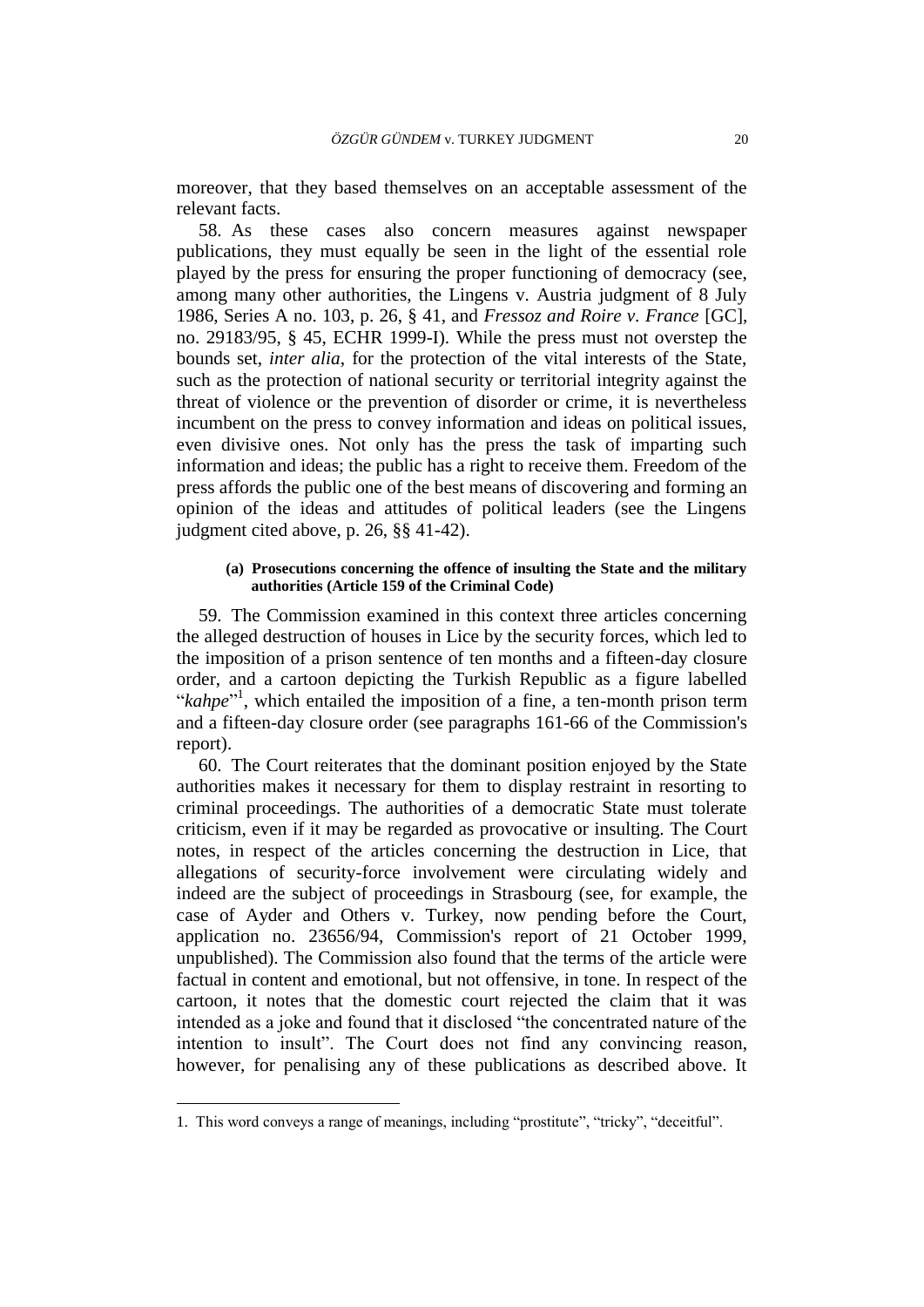moreover, that they based themselves on an acceptable assessment of the relevant facts.

58. As these cases also concern measures against newspaper publications, they must equally be seen in the light of the essential role played by the press for ensuring the proper functioning of democracy (see, among many other authorities, the Lingens v. Austria judgment of 8 July 1986, Series A no. 103, p. 26, § 41, and *Fressoz and Roire v. France* [GC], no. 29183/95, § 45, ECHR 1999-I). While the press must not overstep the bounds set, *inter alia*, for the protection of the vital interests of the State, such as the protection of national security or territorial integrity against the threat of violence or the prevention of disorder or crime, it is nevertheless incumbent on the press to convey information and ideas on political issues, even divisive ones. Not only has the press the task of imparting such information and ideas; the public has a right to receive them. Freedom of the press affords the public one of the best means of discovering and forming an opinion of the ideas and attitudes of political leaders (see the Lingens judgment cited above, p. 26, §§ 41-42).

#### (a) Prosecutions concerning the offence of insulting the State and the military authorities (Article 159 of the Criminal Code)

59. The Commission examined in this context three articles concerning the alleged destruction of houses in Lice by the security forces, which led to the imposition of a prison sentence of ten months and a fifteen-day closure order, and a cartoon depicting the Turkish Republic as a figure labelled "*kahpe*"[1], which entailed the imposition of a fine, a ten-month prison term and a fifteen-day closure order (see paragraphs 161-66 of the Commission's report).

60. The Court reiterates that the dominant position enjoyed by the State authorities makes it necessary for them to display restraint in resorting to criminal proceedings. The authorities of a democratic State must tolerate criticism, even if it may be regarded as provocative or insulting. The Court notes, in respect of the articles concerning the destruction in Lice, that allegations of security-force involvement were circulating widely and indeed are the subject of proceedings in Strasbourg (see, for example, the case of Ayder and Others v. Turkey, now pending before the Court, application no. 23656/94, Commission's report of 21 October 1999, unpublished). The Commission also found that the terms of the article were factual in content and emotional, but not offensive, in tone. In respect of the cartoon, it notes that the domestic court rejected the claim that it was intended as a joke and found that it disclosed "the concentrated nature of the intention to insult". The Court does not find any convincing reason, however, for penalising any of these publications as described above. It

1. This word conveys a range of meanings, including "prostitute", "tricky", "deceitful".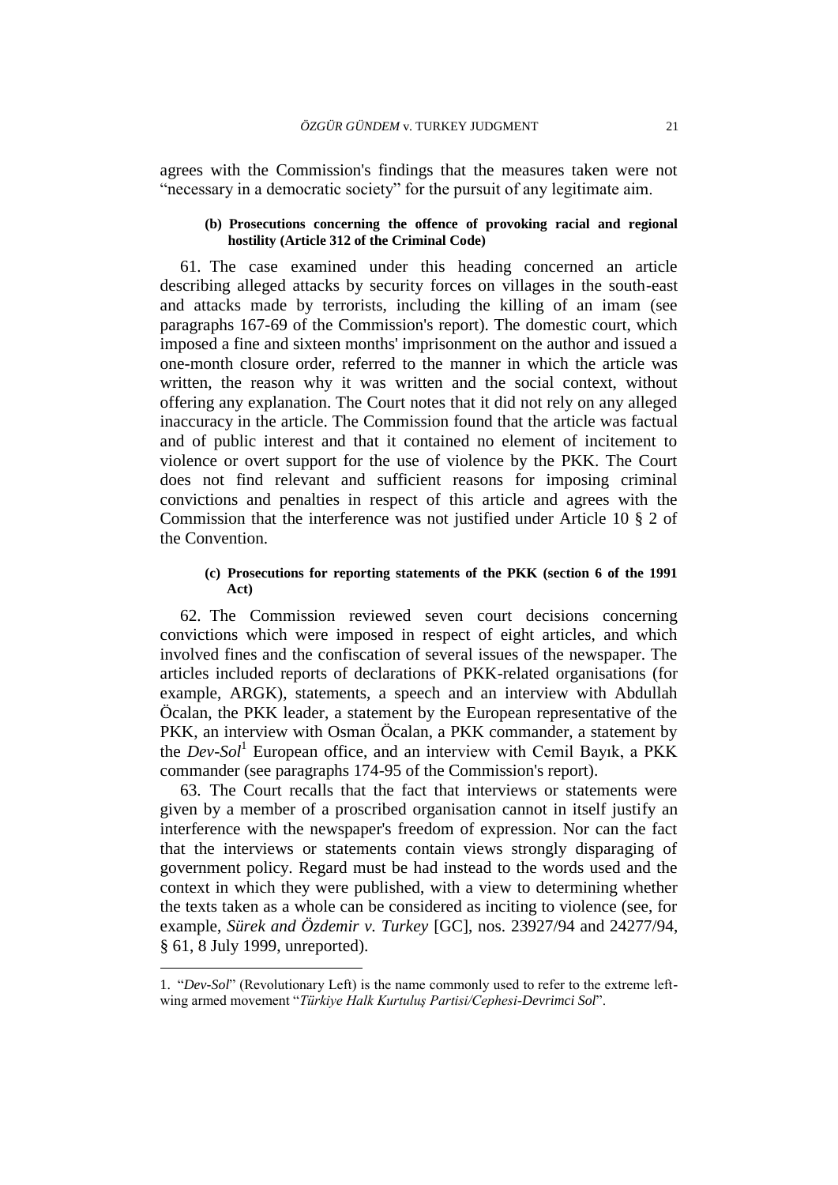agrees with the Commission's findings that the measures taken were not "necessary in a democratic society" for the pursuit of any legitimate aim.

#### (b) Prosecutions concerning the offence of provoking racial and regional hostility (Article 312 of the Criminal Code)

61. The case examined under this heading concerned an article describing alleged attacks by security forces on villages in the south-east and attacks made by terrorists, including the killing of an imam (see paragraphs 167-69 of the Commission's report). The domestic court, which imposed a fine and sixteen months' imprisonment on the author and issued a one-month closure order, referred to the manner in which the article was written, the reason why it was written and the social context, without offering any explanation. The Court notes that it did not rely on any alleged inaccuracy in the article. The Commission found that the article was factual and of public interest and that it contained no element of incitement to violence or overt support for the use of violence by the PKK. The Court does not find relevant and sufficient reasons for imposing criminal convictions and penalties in respect of this article and agrees with the Commission that the interference was not justified under Article 10 § 2 of the Convention.

#### (c) Prosecutions for reporting statements of the PKK (section 6 of the 1991 Act)

62. The Commission reviewed seven court decisions concerning convictions which were imposed in respect of eight articles, and which involved fines and the confiscation of several issues of the newspaper. The articles included reports of declarations of PKK-related organisations (for example, ARGK), statements, a speech and an interview with Abdullah Öcalan, the PKK leader, a statement by the European representative of the PKK, an interview with Osman Öcalan, a PKK commander, a statement by the *Dev-Sol*[1] European office, and an interview with Cemil Bayık, a PKK commander (see paragraphs 174-95 of the Commission's report).

63. The Court recalls that the fact that interviews or statements were given by a member of a proscribed organisation cannot in itself justify an interference with the newspaper's freedom of expression. Nor can the fact that the interviews or statements contain views strongly disparaging of government policy. Regard must be had instead to the words used and the context in which they were published, with a view to determining whether the texts taken as a whole can be considered as inciting to violence (see, for example, *Sürek and Özdemir v. Turkey* [GC], nos. 23927/94 and 24277/94, § 61, 8 July 1999, unreported).

---

1. "*Dev-Sol*" (Revolutionary Left) is the name commonly used to refer to the extreme left-wing armed movement "*Türkiye Halk Kurtuluş Partisi/Cephesi-Devrimci Sol*".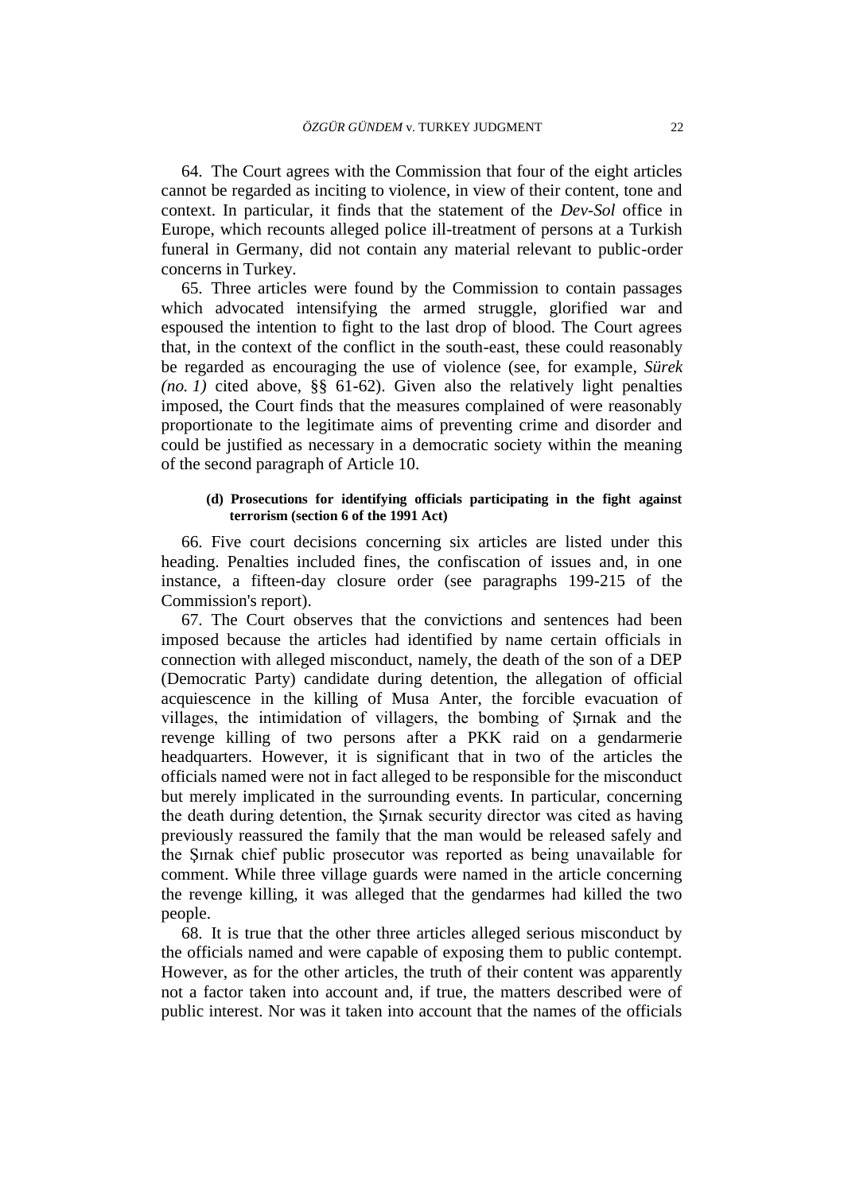64. The Court agrees with the Commission that four of the eight articles cannot be regarded as inciting to violence, in view of their content, tone and context. In particular, it finds that the statement of the *Dev-Sol* office in Europe, which recounts alleged police ill-treatment of persons at a Turkish funeral in Germany, did not contain any material relevant to public-order concerns in Turkey.

65. Three articles were found by the Commission to contain passages which advocated intensifying the armed struggle, glorified war and espoused the intention to fight to the last drop of blood. The Court agrees that, in the context of the conflict in the south-east, these could reasonably be regarded as encouraging the use of violence (see, for example, *Sürek (no. 1)* cited above, §§ 61-62). Given also the relatively light penalties imposed, the Court finds that the measures complained of were reasonably proportionate to the legitimate aims of preventing crime and disorder and could be justified as necessary in a democratic society within the meaning of the second paragraph of Article 10.

#### (d) Prosecutions for identifying officials participating in the fight against terrorism (section 6 of the 1991 Act)

66. Five court decisions concerning six articles are listed under this heading. Penalties included fines, the confiscation of issues and, in one instance, a fifteen-day closure order (see paragraphs 199-215 of the Commission's report).

67. The Court observes that the convictions and sentences had been imposed because the articles had identified by name certain officials in connection with alleged misconduct, namely, the death of the son of a DEP (Democratic Party) candidate during detention, the allegation of official acquiescence in the killing of Musa Anter, the forcible evacuation of villages, the intimidation of villagers, the bombing of Şırnak and the revenge killing of two persons after a PKK raid on a gendarmerie headquarters. However, it is significant that in two of the articles the officials named were not in fact alleged to be responsible for the misconduct but merely implicated in the surrounding events. In particular, concerning the death during detention, the Şırnak security director was cited as having previously reassured the family that the man would be released safely and the Şırnak chief public prosecutor was reported as being unavailable for comment. While three village guards were named in the article concerning the revenge killing, it was alleged that the gendarmes had killed the two people.

68. It is true that the other three articles alleged serious misconduct by the officials named and were capable of exposing them to public contempt. However, as for the other articles, the truth of their content was apparently not a factor taken into account and, if true, the matters described were of public interest. Nor was it taken into account that the names of the officials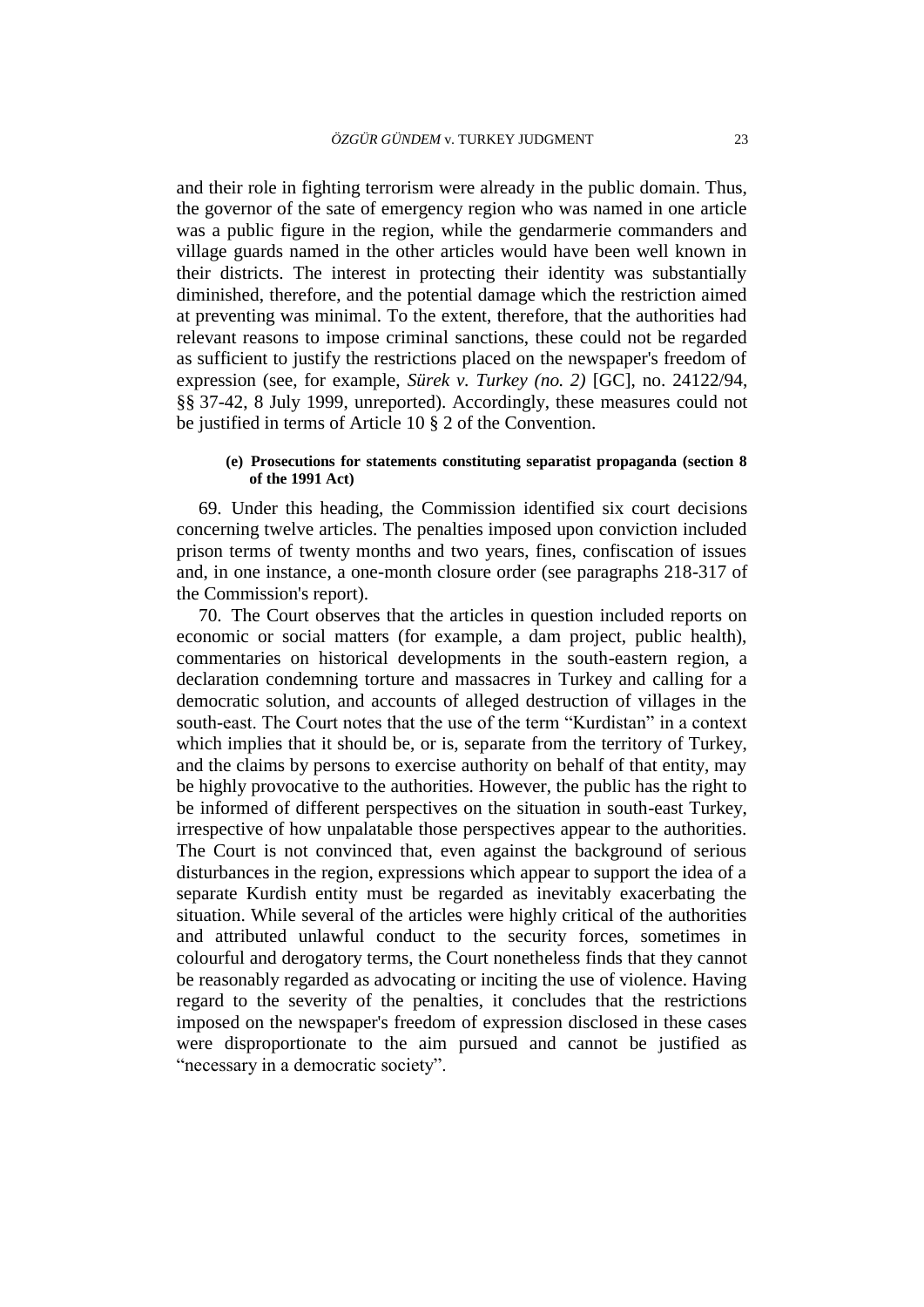and their role in fighting terrorism were already in the public domain. Thus, the governor of the sate of emergency region who was named in one article was a public figure in the region, while the gendarmerie commanders and village guards named in the other articles would have been well known in their districts. The interest in protecting their identity was substantially diminished, therefore, and the potential damage which the restriction aimed at preventing was minimal. To the extent, therefore, that the authorities had relevant reasons to impose criminal sanctions, these could not be regarded as sufficient to justify the restrictions placed on the newspaper's freedom of expression (see, for example, *Sürek v. Turkey (no. 2)* [GC], no. 24122/94, §§ 37-42, 8 July 1999, unreported). Accordingly, these measures could not be justified in terms of Article 10 § 2 of the Convention.

#### (e) Prosecutions for statements constituting separatist propaganda (section 8 of the 1991 Act)

69. Under this heading, the Commission identified six court decisions concerning twelve articles. The penalties imposed upon conviction included prison terms of twenty months and two years, fines, confiscation of issues and, in one instance, a one-month closure order (see paragraphs 218-317 of the Commission's report).

70. The Court observes that the articles in question included reports on economic or social matters (for example, a dam project, public health), commentaries on historical developments in the south-eastern region, a declaration condemning torture and massacres in Turkey and calling for a democratic solution, and accounts of alleged destruction of villages in the south-east. The Court notes that the use of the term "Kurdistan" in a context which implies that it should be, or is, separate from the territory of Turkey, and the claims by persons to exercise authority on behalf of that entity, may be highly provocative to the authorities. However, the public has the right to be informed of different perspectives on the situation in south-east Turkey, irrespective of how unpalatable those perspectives appear to the authorities. The Court is not convinced that, even against the background of serious disturbances in the region, expressions which appear to support the idea of a separate Kurdish entity must be regarded as inevitably exacerbating the situation. While several of the articles were highly critical of the authorities and attributed unlawful conduct to the security forces, sometimes in colourful and derogatory terms, the Court nonetheless finds that they cannot be reasonably regarded as advocating or inciting the use of violence. Having regard to the severity of the penalties, it concludes that the restrictions imposed on the newspaper's freedom of expression disclosed in these cases were disproportionate to the aim pursued and cannot be justified as "necessary in a democratic society".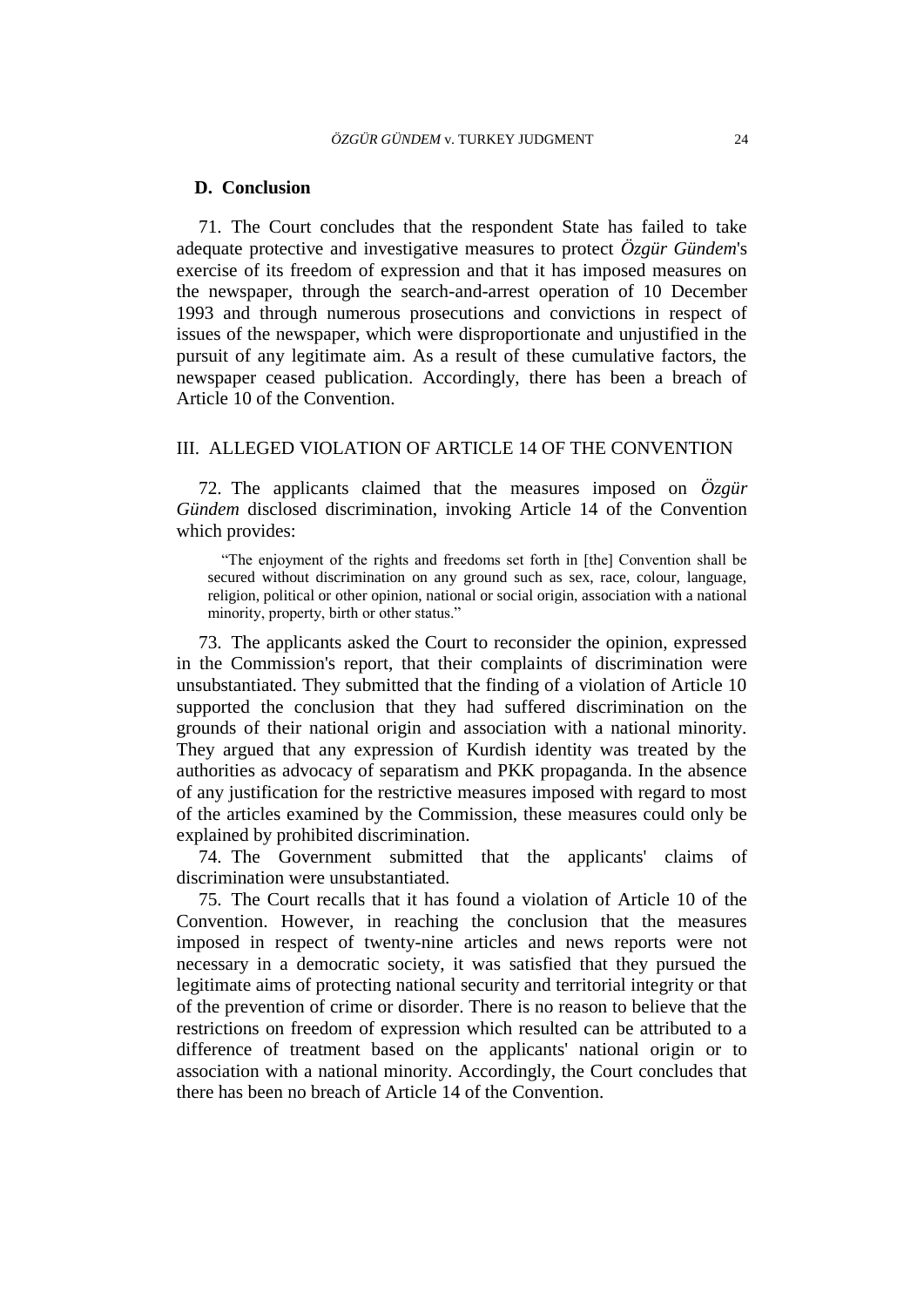### D. Conclusion

71. The Court concludes that the respondent State has failed to take adequate protective and investigative measures to protect *Özgür Gündem*'s exercise of its freedom of expression and that it has imposed measures on the newspaper, through the search-and-arrest operation of 10 December 1993 and through numerous prosecutions and convictions in respect of issues of the newspaper, which were disproportionate and unjustified in the pursuit of any legitimate aim. As a result of these cumulative factors, the newspaper ceased publication. Accordingly, there has been a breach of Article 10 of the Convention.

## III. ALLEGED VIOLATION OF ARTICLE 14 OF THE CONVENTION

72. The applicants claimed that the measures imposed on *Özgür Gündem* disclosed discrimination, invoking Article 14 of the Convention which provides:

> "The enjoyment of the rights and freedoms set forth in [the] Convention shall be secured without discrimination on any ground such as sex, race, colour, language, religion, political or other opinion, national or social origin, association with a national minority, property, birth or other status."

73. The applicants asked the Court to reconsider the opinion, expressed in the Commission's report, that their complaints of discrimination were unsubstantiated. They submitted that the finding of a violation of Article 10 supported the conclusion that they had suffered discrimination on the grounds of their national origin and association with a national minority. They argued that any expression of Kurdish identity was treated by the authorities as advocacy of separatism and PKK propaganda. In the absence of any justification for the restrictive measures imposed with regard to most of the articles examined by the Commission, these measures could only be explained by prohibited discrimination.

74. The Government submitted that the applicants' claims of discrimination were unsubstantiated.

75. The Court recalls that it has found a violation of Article 10 of the Convention. However, in reaching the conclusion that the measures imposed in respect of twenty-nine articles and news reports were not necessary in a democratic society, it was satisfied that they pursued the legitimate aims of protecting national security and territorial integrity or that of the prevention of crime or disorder. There is no reason to believe that the restrictions on freedom of expression which resulted can be attributed to a difference of treatment based on the applicants' national origin or to association with a national minority. Accordingly, the Court concludes that there has been no breach of Article 14 of the Convention.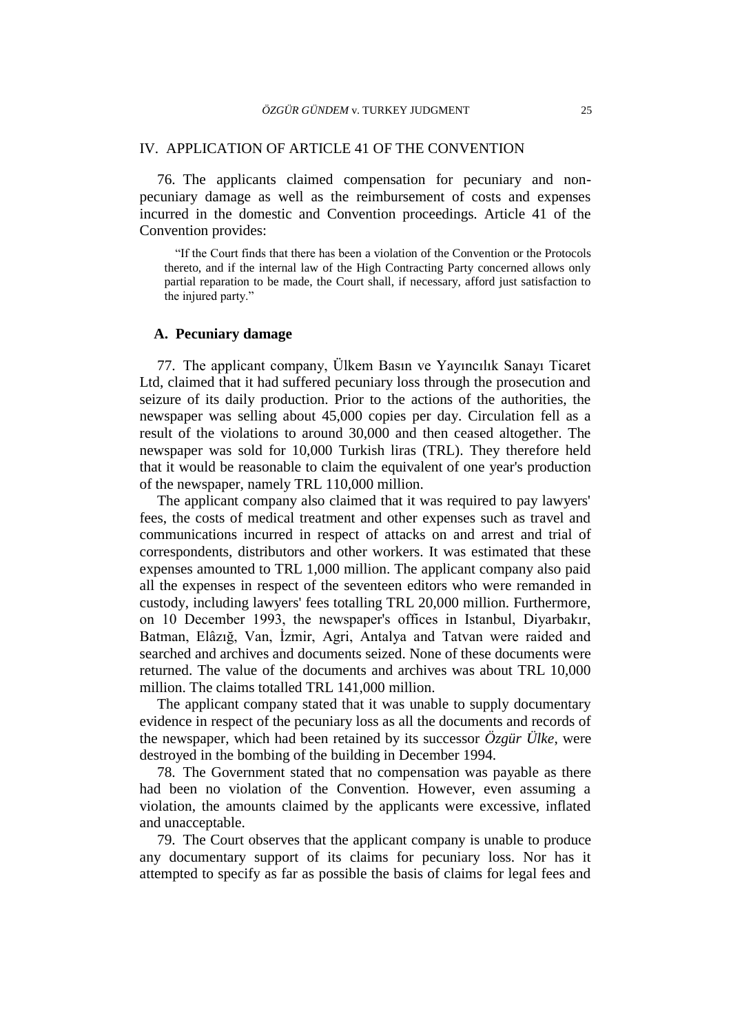## IV. APPLICATION OF ARTICLE 41 OF THE CONVENTION

76. The applicants claimed compensation for pecuniary and non-pecuniary damage as well as the reimbursement of costs and expenses incurred in the domestic and Convention proceedings. Article 41 of the Convention provides:

> "If the Court finds that there has been a violation of the Convention or the Protocols thereto, and if the internal law of the High Contracting Party concerned allows only partial reparation to be made, the Court shall, if necessary, afford just satisfaction to the injured party."

### A. Pecuniary damage

77. The applicant company, Ülkem Basın ve Yayıncılık Sanayı Ticaret Ltd, claimed that it had suffered pecuniary loss through the prosecution and seizure of its daily production. Prior to the actions of the authorities, the newspaper was selling about 45,000 copies per day. Circulation fell as a result of the violations to around 30,000 and then ceased altogether. The newspaper was sold for 10,000 Turkish liras (TRL). They therefore held that it would be reasonable to claim the equivalent of one year's production of the newspaper, namely TRL 110,000 million.

The applicant company also claimed that it was required to pay lawyers' fees, the costs of medical treatment and other expenses such as travel and communications incurred in respect of attacks on and arrest and trial of correspondents, distributors and other workers. It was estimated that these expenses amounted to TRL 1,000 million. The applicant company also paid all the expenses in respect of the seventeen editors who were remanded in custody, including lawyers' fees totalling TRL 20,000 million. Furthermore, on 10 December 1993, the newspaper's offices in Istanbul, Diyarbakır, Batman, Elâzığ, Van, İzmir, Agri, Antalya and Tatvan were raided and searched and archives and documents seized. None of these documents were returned. The value of the documents and archives was about TRL 10,000 million. The claims totalled TRL 141,000 million.

The applicant company stated that it was unable to supply documentary evidence in respect of the pecuniary loss as all the documents and records of the newspaper, which had been retained by its successor *Özgür Ülke*, were destroyed in the bombing of the building in December 1994.

78. The Government stated that no compensation was payable as there had been no violation of the Convention. However, even assuming a violation, the amounts claimed by the applicants were excessive, inflated and unacceptable.

79. The Court observes that the applicant company is unable to produce any documentary support of its claims for pecuniary loss. Nor has it attempted to specify as far as possible the basis of claims for legal fees and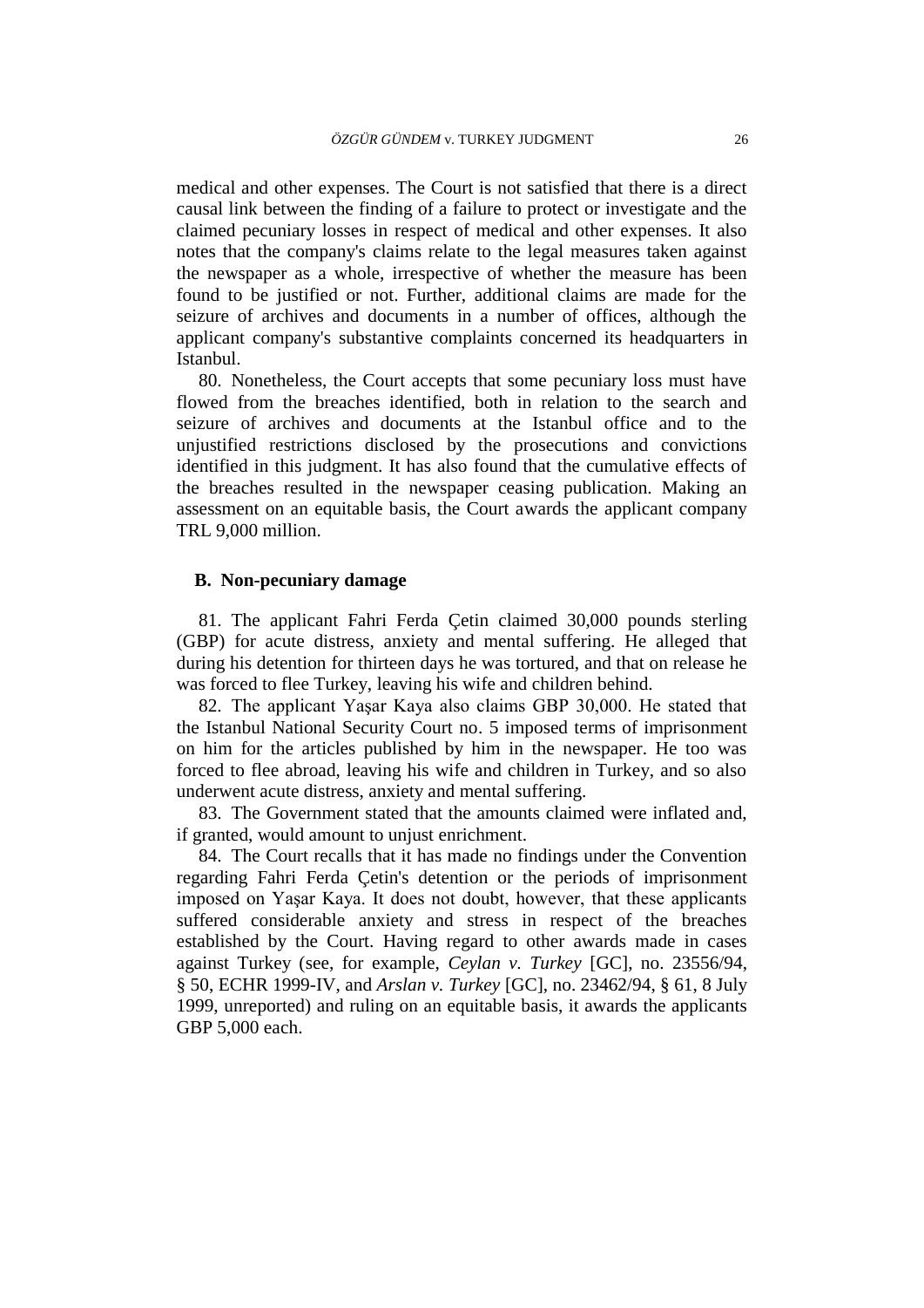medical and other expenses. The Court is not satisfied that there is a direct causal link between the finding of a failure to protect or investigate and the claimed pecuniary losses in respect of medical and other expenses. It also notes that the company's claims relate to the legal measures taken against the newspaper as a whole, irrespective of whether the measure has been found to be justified or not. Further, additional claims are made for the seizure of archives and documents in a number of offices, although the applicant company's substantive complaints concerned its headquarters in Istanbul.

80. Nonetheless, the Court accepts that some pecuniary loss must have flowed from the breaches identified, both in relation to the search and seizure of archives and documents at the Istanbul office and to the unjustified restrictions disclosed by the prosecutions and convictions identified in this judgment. It has also found that the cumulative effects of the breaches resulted in the newspaper ceasing publication. Making an assessment on an equitable basis, the Court awards the applicant company TRL 9,000 million.

## B. Non-pecuniary damage

81. The applicant Fahri Ferda Çetin claimed 30,000 pounds sterling (GBP) for acute distress, anxiety and mental suffering. He alleged that during his detention for thirteen days he was tortured, and that on release he was forced to flee Turkey, leaving his wife and children behind.

82. The applicant Yaşar Kaya also claims GBP 30,000. He stated that the Istanbul National Security Court no. 5 imposed terms of imprisonment on him for the articles published by him in the newspaper. He too was forced to flee abroad, leaving his wife and children in Turkey, and so also underwent acute distress, anxiety and mental suffering.

83. The Government stated that the amounts claimed were inflated and, if granted, would amount to unjust enrichment.

84. The Court recalls that it has made no findings under the Convention regarding Fahri Ferda Çetin's detention or the periods of imprisonment imposed on Yaşar Kaya. It does not doubt, however, that these applicants suffered considerable anxiety and stress in respect of the breaches established by the Court. Having regard to other awards made in cases against Turkey (see, for example, *Ceylan v. Turkey* [GC], no. 23556/94, § 50, ECHR 1999-IV, and *Arslan v. Turkey* [GC], no. 23462/94, § 61, 8 July 1999, unreported) and ruling on an equitable basis, it awards the applicants GBP 5,000 each.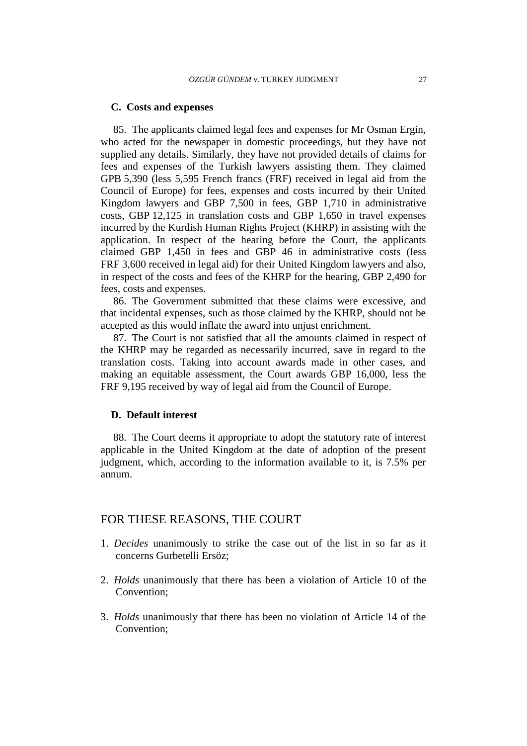### C. Costs and expenses

85. The applicants claimed legal fees and expenses for Mr Osman Ergin, who acted for the newspaper in domestic proceedings, but they have not supplied any details. Similarly, they have not provided details of claims for fees and expenses of the Turkish lawyers assisting them. They claimed GPB 5,390 (less 5,595 French francs (FRF) received in legal aid from the Council of Europe) for fees, expenses and costs incurred by their United Kingdom lawyers and GBP 7,500 in fees, GBP 1,710 in administrative costs, GBP 12,125 in translation costs and GBP 1,650 in travel expenses incurred by the Kurdish Human Rights Project (KHRP) in assisting with the application. In respect of the hearing before the Court, the applicants claimed GBP 1,450 in fees and GBP 46 in administrative costs (less FRF 3,600 received in legal aid) for their United Kingdom lawyers and also, in respect of the costs and fees of the KHRP for the hearing, GBP 2,490 for fees, costs and expenses.

86. The Government submitted that these claims were excessive, and that incidental expenses, such as those claimed by the KHRP, should not be accepted as this would inflate the award into unjust enrichment.

87. The Court is not satisfied that all the amounts claimed in respect of the KHRP may be regarded as necessarily incurred, save in regard to the translation costs. Taking into account awards made in other cases, and making an equitable assessment, the Court awards GBP 16,000, less the FRF 9,195 received by way of legal aid from the Council of Europe.

### D. Default interest

88. The Court deems it appropriate to adopt the statutory rate of interest applicable in the United Kingdom at the date of adoption of the present judgment, which, according to the information available to it, is 7.5% per annum.

## FOR THESE REASONS, THE COURT

1. *Decides* unanimously to strike the case out of the list in so far as it concerns Gurbetelli Ersöz;

2. *Holds* unanimously that there has been a violation of Article 10 of the Convention;

3. *Holds* unanimously that there has been no violation of Article 14 of the Convention;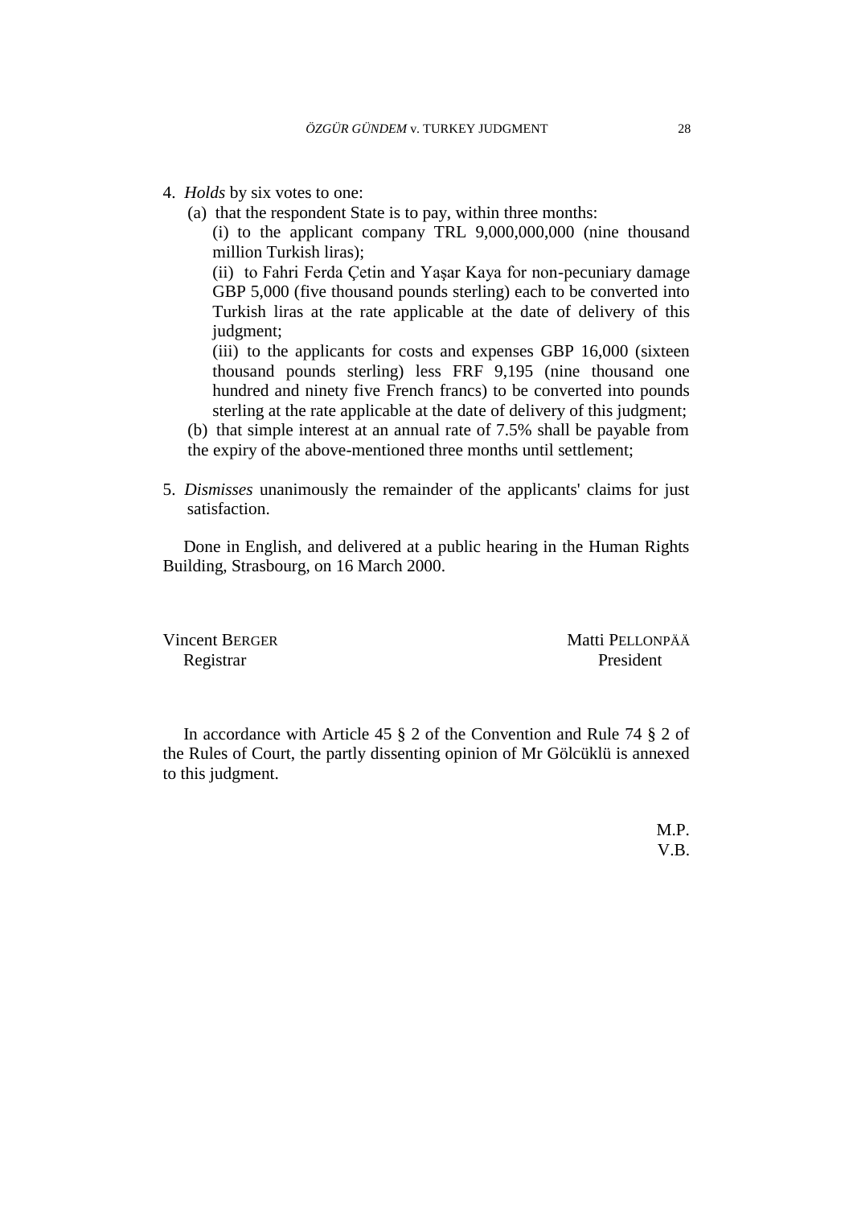4. *Holds* by six votes to one:

   (a) that the respondent State is to pay, within three months:

   (i) to the applicant company TRL 9,000,000,000 (nine thousand million Turkish liras);

   (ii) to Fahri Ferda Çetin and Yaşar Kaya for non-pecuniary damage GBP 5,000 (five thousand pounds sterling) each to be converted into Turkish liras at the rate applicable at the date of delivery of this judgment;

   (iii) to the applicants for costs and expenses GBP 16,000 (sixteen thousand pounds sterling) less FRF 9,195 (nine thousand one hundred and ninety five French francs) to be converted into pounds sterling at the rate applicable at the date of delivery of this judgment;

   (b) that simple interest at an annual rate of 7.5% shall be payable from the expiry of the above-mentioned three months until settlement;

5. *Dismisses* unanimously the remainder of the applicants' claims for just satisfaction.

Done in English, and delivered at a public hearing in the Human Rights Building, Strasbourg, on 16 March 2000.

Vincent BERGER
Registrar

Matti PELLONPÄÄ
President

In accordance with Article 45 § 2 of the Convention and Rule 74 § 2 of the Rules of Court, the partly dissenting opinion of Mr Gölcüklü is annexed to this judgment.

M.P.
V.B.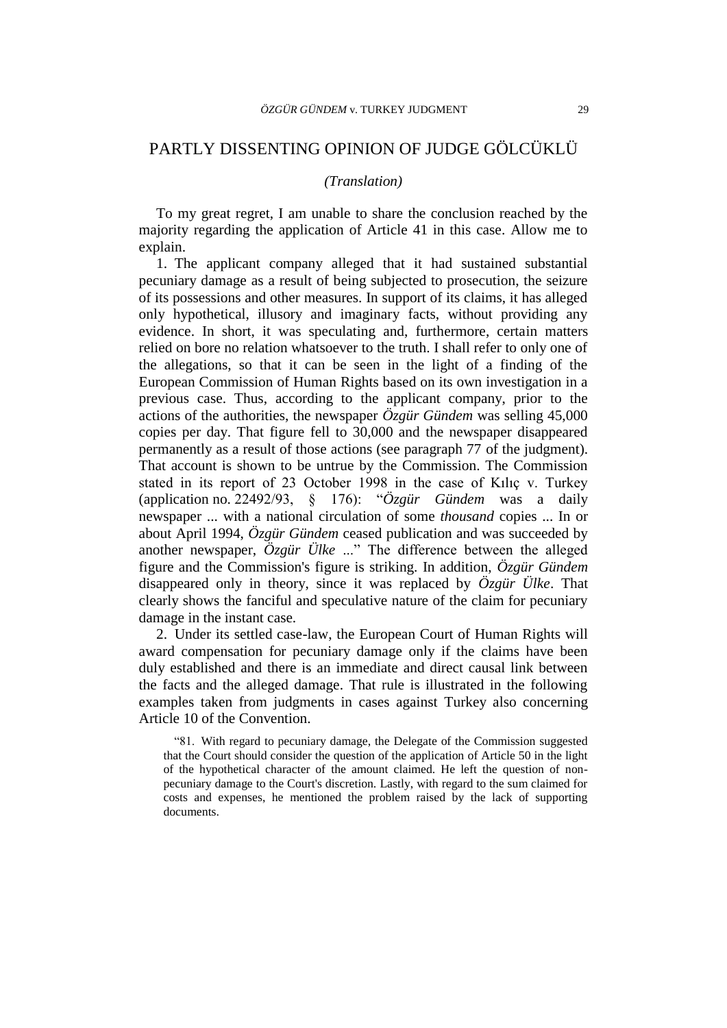# PARTLY DISSENTING OPINION OF JUDGE GÖLCÜKLÜ

*(Translation)*

To my great regret, I am unable to share the conclusion reached by the majority regarding the application of Article 41 in this case. Allow me to explain.

1. The applicant company alleged that it had sustained substantial pecuniary damage as a result of being subjected to prosecution, the seizure of its possessions and other measures. In support of its claims, it has alleged only hypothetical, illusory and imaginary facts, without providing any evidence. In short, it was speculating and, furthermore, certain matters relied on bore no relation whatsoever to the truth. I shall refer to only one of the allegations, so that it can be seen in the light of a finding of the European Commission of Human Rights based on its own investigation in a previous case. Thus, according to the applicant company, prior to the actions of the authorities, the newspaper *Özgür Gündem* was selling 45,000 copies per day. That figure fell to 30,000 and the newspaper disappeared permanently as a result of those actions (see paragraph 77 of the judgment). That account is shown to be untrue by the Commission. The Commission stated in its report of 23 October 1998 in the case of Kılıç v. Turkey (application no. 22492/93, § 176): "*Özgür Gündem* was a daily newspaper ... with a national circulation of some *thousand* copies ... In or about April 1994, *Özgür Gündem* ceased publication and was succeeded by another newspaper, *Özgür Ülke* ..." The difference between the alleged figure and the Commission's figure is striking. In addition, *Özgür Gündem* disappeared only in theory, since it was replaced by *Özgür Ülke*. That clearly shows the fanciful and speculative nature of the claim for pecuniary damage in the instant case.

2. Under its settled case-law, the European Court of Human Rights will award compensation for pecuniary damage only if the claims have been duly established and there is an immediate and direct causal link between the facts and the alleged damage. That rule is illustrated in the following examples taken from judgments in cases against Turkey also concerning Article 10 of the Convention.

> "81. With regard to pecuniary damage, the Delegate of the Commission suggested that the Court should consider the question of the application of Article 50 in the light of the hypothetical character of the amount claimed. He left the question of non-pecuniary damage to the Court's discretion. Lastly, with regard to the sum claimed for costs and expenses, he mentioned the problem raised by the lack of supporting documents.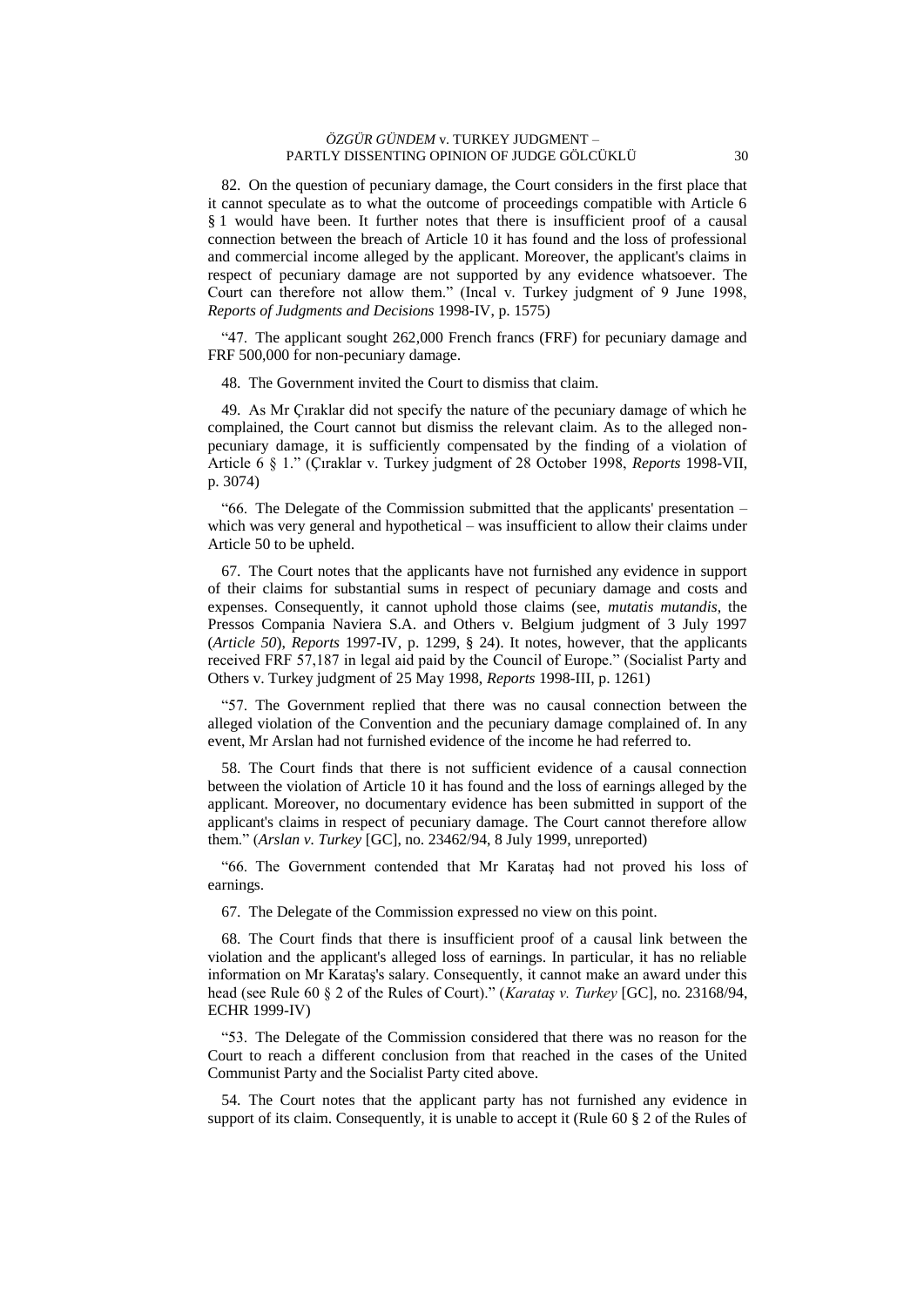82. On the question of pecuniary damage, the Court considers in the first place that it cannot speculate as to what the outcome of proceedings compatible with Article 6 § 1 would have been. It further notes that there is insufficient proof of a causal connection between the breach of Article 10 it has found and the loss of professional and commercial income alleged by the applicant. Moreover, the applicant's claims in respect of pecuniary damage are not supported by any evidence whatsoever. The Court can therefore not allow them." (Incal v. Turkey judgment of 9 June 1998, *Reports of Judgments and Decisions* 1998-IV, p. 1575)

"47. The applicant sought 262,000 French francs (FRF) for pecuniary damage and FRF 500,000 for non-pecuniary damage.

48. The Government invited the Court to dismiss that claim.

49. As Mr Çıraklar did not specify the nature of the pecuniary damage of which he complained, the Court cannot but dismiss the relevant claim. As to the alleged non-pecuniary damage, it is sufficiently compensated by the finding of a violation of Article 6 § 1." (Çıraklar v. Turkey judgment of 28 October 1998, *Reports* 1998-VII, p. 3074)

"66. The Delegate of the Commission submitted that the applicants' presentation – which was very general and hypothetical – was insufficient to allow their claims under Article 50 to be upheld.

67. The Court notes that the applicants have not furnished any evidence in support of their claims for substantial sums in respect of pecuniary damage and costs and expenses. Consequently, it cannot uphold those claims (see, *mutatis mutandis*, the Pressos Compania Naviera S.A. and Others v. Belgium judgment of 3 July 1997 (*Article 50*), *Reports* 1997-IV, p. 1299, § 24). It notes, however, that the applicants received FRF 57,187 in legal aid paid by the Council of Europe." (Socialist Party and Others v. Turkey judgment of 25 May 1998, *Reports* 1998-III, p. 1261)

"57. The Government replied that there was no causal connection between the alleged violation of the Convention and the pecuniary damage complained of. In any event, Mr Arslan had not furnished evidence of the income he had referred to.

58. The Court finds that there is not sufficient evidence of a causal connection between the violation of Article 10 it has found and the loss of earnings alleged by the applicant. Moreover, no documentary evidence has been submitted in support of the applicant's claims in respect of pecuniary damage. The Court cannot therefore allow them." (*Arslan v. Turkey* [GC], no. 23462/94, 8 July 1999, unreported)

"66. The Government contended that Mr Karataş had not proved his loss of earnings.

67. The Delegate of the Commission expressed no view on this point.

68. The Court finds that there is insufficient proof of a causal link between the violation and the applicant's alleged loss of earnings. In particular, it has no reliable information on Mr Karataş's salary. Consequently, it cannot make an award under this head (see Rule 60 § 2 of the Rules of Court)." (*Karataş v. Turkey* [GC], no. 23168/94, ECHR 1999-IV)

"53. The Delegate of the Commission considered that there was no reason for the Court to reach a different conclusion from that reached in the cases of the United Communist Party and the Socialist Party cited above.

54. The Court notes that the applicant party has not furnished any evidence in support of its claim. Consequently, it is unable to accept it (Rule 60 § 2 of the Rules of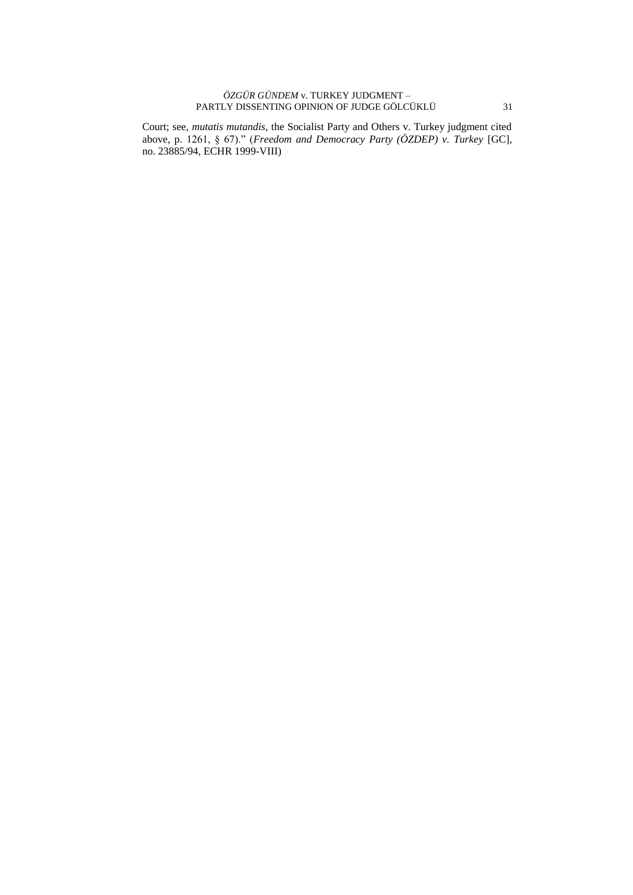Court; see, *mutatis mutandis*, the Socialist Party and Others v. Turkey judgment cited above, p. 1261, § 67)." (*Freedom and Democracy Party (ÖZDEP) v. Turkey* [GC], no. 23885/94, ECHR 1999-VIII)